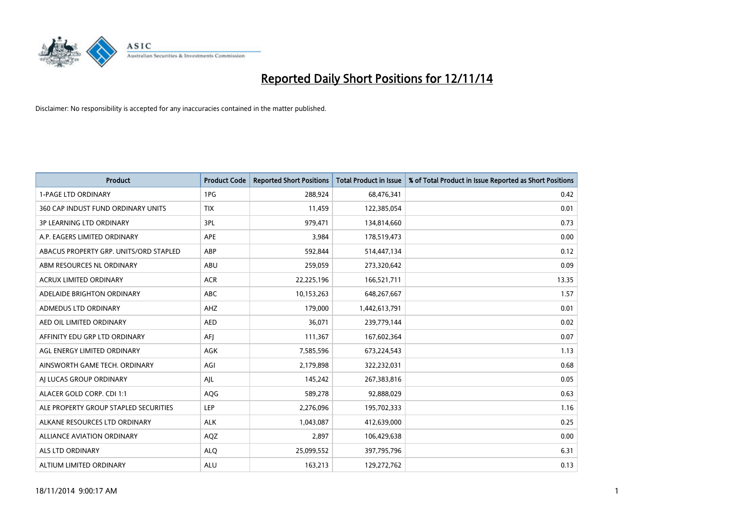# Reported Daily Short Positions for 12/11/14

Disclaimer: No responsibility is accepted for any inaccuracies contained in the matter published.

| Product | Product Code | Reported Short Positions | Total Product in Issue | % of Total Product in Issue Reported as Short Positions |
|---|---|---|---|---|
| 1-PAGE LTD ORDINARY | 1PG | 288,924 | 68,476,341 | 0.42 |
| 360 CAP INDUST FUND ORDINARY UNITS | TIX | 11,459 | 122,385,054 | 0.01 |
| 3P LEARNING LTD ORDINARY | 3PL | 979,471 | 134,814,660 | 0.73 |
| A.P. EAGERS LIMITED ORDINARY | APE | 3,984 | 178,519,473 | 0.00 |
| ABACUS PROPERTY GRP. UNITS/ORD STAPLED | ABP | 592,844 | 514,447,134 | 0.12 |
| ABM RESOURCES NL ORDINARY | ABU | 259,059 | 273,320,642 | 0.09 |
| ACRUX LIMITED ORDINARY | ACR | 22,225,196 | 166,521,711 | 13.35 |
| ADELAIDE BRIGHTON ORDINARY | ABC | 10,153,263 | 648,267,667 | 1.57 |
| ADMEDUS LTD ORDINARY | AHZ | 179,000 | 1,442,613,791 | 0.01 |
| AED OIL LIMITED ORDINARY | AED | 36,071 | 239,779,144 | 0.02 |
| AFFINITY EDU GRP LTD ORDINARY | AFJ | 111,367 | 167,602,364 | 0.07 |
| AGL ENERGY LIMITED ORDINARY | AGK | 7,585,596 | 673,224,543 | 1.13 |
| AINSWORTH GAME TECH. ORDINARY | AGI | 2,179,898 | 322,232,031 | 0.68 |
| AJ LUCAS GROUP ORDINARY | AJL | 145,242 | 267,383,816 | 0.05 |
| ALACER GOLD CORP. CDI 1:1 | AQG | 589,278 | 92,888,029 | 0.63 |
| ALE PROPERTY GROUP STAPLED SECURITIES | LEP | 2,276,096 | 195,702,333 | 1.16 |
| ALKANE RESOURCES LTD ORDINARY | ALK | 1,043,087 | 412,639,000 | 0.25 |
| ALLIANCE AVIATION ORDINARY | AQZ | 2,897 | 106,429,638 | 0.00 |
| ALS LTD ORDINARY | ALQ | 25,099,552 | 397,795,796 | 6.31 |
| ALTIUM LIMITED ORDINARY | ALU | 163,213 | 129,272,762 | 0.13 |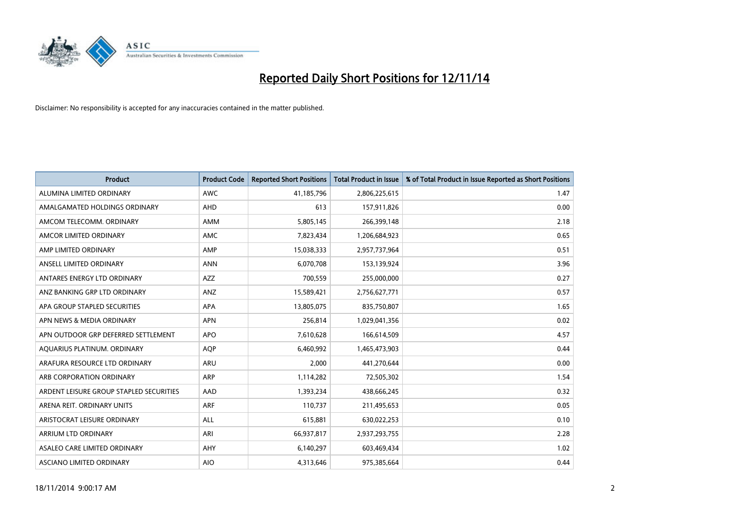# Reported Daily Short Positions for 12/11/14

Disclaimer: No responsibility is accepted for any inaccuracies contained in the matter published.

| Product | Product Code | Reported Short Positions | Total Product in Issue | % of Total Product in Issue Reported as Short Positions |
|---|---|---|---|---|
| ALUMINA LIMITED ORDINARY | AWC | 41,185,796 | 2,806,225,615 | 1.47 |
| AMALGAMATED HOLDINGS ORDINARY | AHD | 613 | 157,911,826 | 0.00 |
| AMCOM TELECOMM. ORDINARY | AMM | 5,805,145 | 266,399,148 | 2.18 |
| AMCOR LIMITED ORDINARY | AMC | 7,823,434 | 1,206,684,923 | 0.65 |
| AMP LIMITED ORDINARY | AMP | 15,038,333 | 2,957,737,964 | 0.51 |
| ANSELL LIMITED ORDINARY | ANN | 6,070,708 | 153,139,924 | 3.96 |
| ANTARES ENERGY LTD ORDINARY | AZZ | 700,559 | 255,000,000 | 0.27 |
| ANZ BANKING GRP LTD ORDINARY | ANZ | 15,589,421 | 2,756,627,771 | 0.57 |
| APA GROUP STAPLED SECURITIES | APA | 13,805,075 | 835,750,807 | 1.65 |
| APN NEWS & MEDIA ORDINARY | APN | 256,814 | 1,029,041,356 | 0.02 |
| APN OUTDOOR GRP DEFERRED SETTLEMENT | APO | 7,610,628 | 166,614,509 | 4.57 |
| AQUARIUS PLATINUM. ORDINARY | AQP | 6,460,992 | 1,465,473,903 | 0.44 |
| ARAFURA RESOURCE LTD ORDINARY | ARU | 2,000 | 441,270,644 | 0.00 |
| ARB CORPORATION ORDINARY | ARP | 1,114,282 | 72,505,302 | 1.54 |
| ARDENT LEISURE GROUP STAPLED SECURITIES | AAD | 1,393,234 | 438,666,245 | 0.32 |
| ARENA REIT. ORDINARY UNITS | ARF | 110,737 | 211,495,653 | 0.05 |
| ARISTOCRAT LEISURE ORDINARY | ALL | 615,881 | 630,022,253 | 0.10 |
| ARRIUM LTD ORDINARY | ARI | 66,937,817 | 2,937,293,755 | 2.28 |
| ASALEO CARE LIMITED ORDINARY | AHY | 6,140,297 | 603,469,434 | 1.02 |
| ASCIANO LIMITED ORDINARY | AIO | 4,313,646 | 975,385,664 | 0.44 |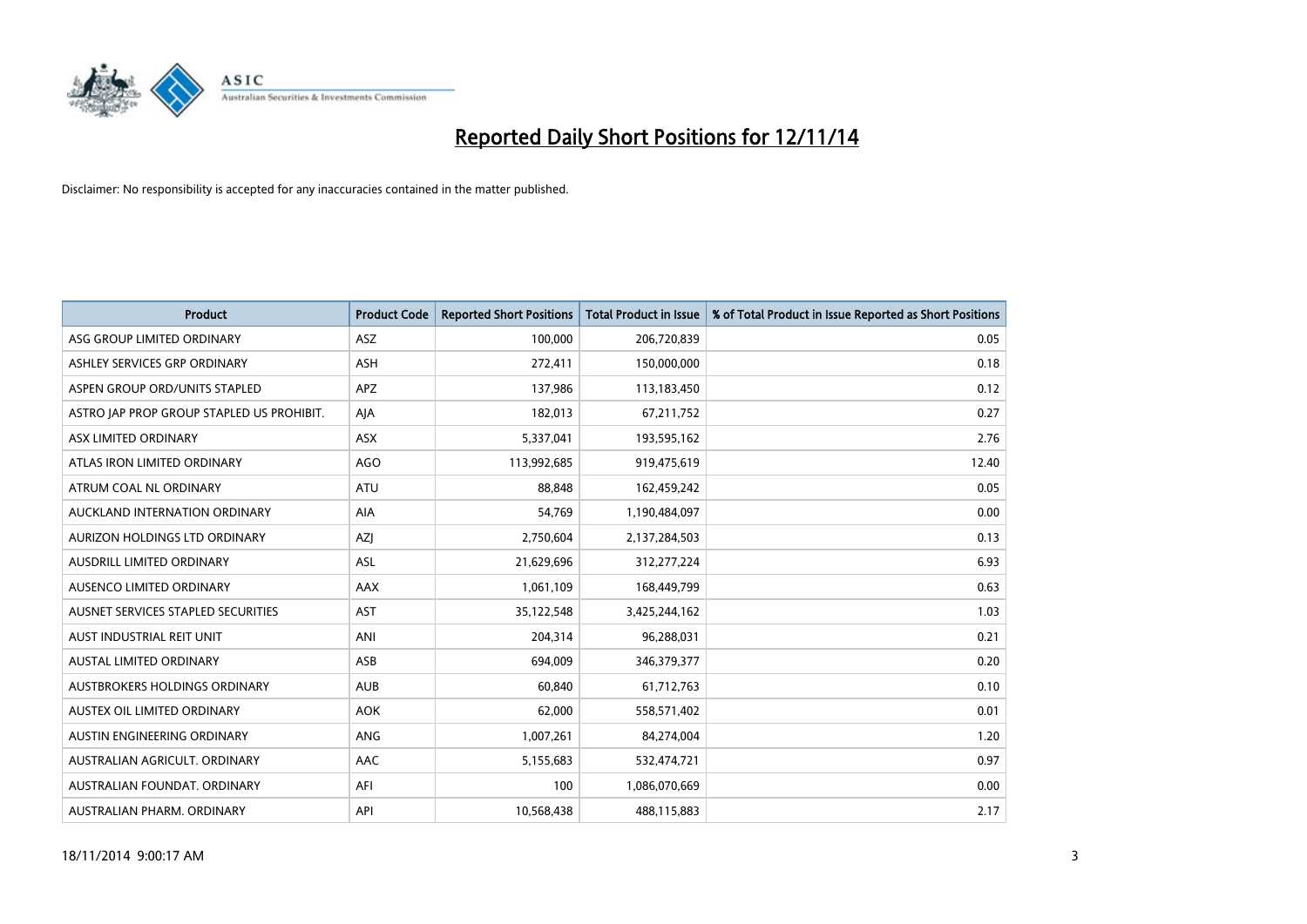# Reported Daily Short Positions for 12/11/14

Disclaimer: No responsibility is accepted for any inaccuracies contained in the matter published.

| Product | Product Code | Reported Short Positions | Total Product in Issue | % of Total Product in Issue Reported as Short Positions |
|---|---|---|---|---|
| ASG GROUP LIMITED ORDINARY | ASZ | 100,000 | 206,720,839 | 0.05 |
| ASHLEY SERVICES GRP ORDINARY | ASH | 272,411 | 150,000,000 | 0.18 |
| ASPEN GROUP ORD/UNITS STAPLED | APZ | 137,986 | 113,183,450 | 0.12 |
| ASTRO JAP PROP GROUP STAPLED US PROHIBIT. | AJA | 182,013 | 67,211,752 | 0.27 |
| ASX LIMITED ORDINARY | ASX | 5,337,041 | 193,595,162 | 2.76 |
| ATLAS IRON LIMITED ORDINARY | AGO | 113,992,685 | 919,475,619 | 12.40 |
| ATRUM COAL NL ORDINARY | ATU | 88,848 | 162,459,242 | 0.05 |
| AUCKLAND INTERNATION ORDINARY | AIA | 54,769 | 1,190,484,097 | 0.00 |
| AURIZON HOLDINGS LTD ORDINARY | AZJ | 2,750,604 | 2,137,284,503 | 0.13 |
| AUSDRILL LIMITED ORDINARY | ASL | 21,629,696 | 312,277,224 | 6.93 |
| AUSENCO LIMITED ORDINARY | AAX | 1,061,109 | 168,449,799 | 0.63 |
| AUSNET SERVICES STAPLED SECURITIES | AST | 35,122,548 | 3,425,244,162 | 1.03 |
| AUST INDUSTRIAL REIT UNIT | ANI | 204,314 | 96,288,031 | 0.21 |
| AUSTAL LIMITED ORDINARY | ASB | 694,009 | 346,379,377 | 0.20 |
| AUSTBROKERS HOLDINGS ORDINARY | AUB | 60,840 | 61,712,763 | 0.10 |
| AUSTEX OIL LIMITED ORDINARY | AOK | 62,000 | 558,571,402 | 0.01 |
| AUSTIN ENGINEERING ORDINARY | ANG | 1,007,261 | 84,274,004 | 1.20 |
| AUSTRALIAN AGRICULT. ORDINARY | AAC | 5,155,683 | 532,474,721 | 0.97 |
| AUSTRALIAN FOUNDAT. ORDINARY | AFI | 100 | 1,086,070,669 | 0.00 |
| AUSTRALIAN PHARM. ORDINARY | API | 10,568,438 | 488,115,883 | 2.17 |

18/11/2014 9:00:17 AM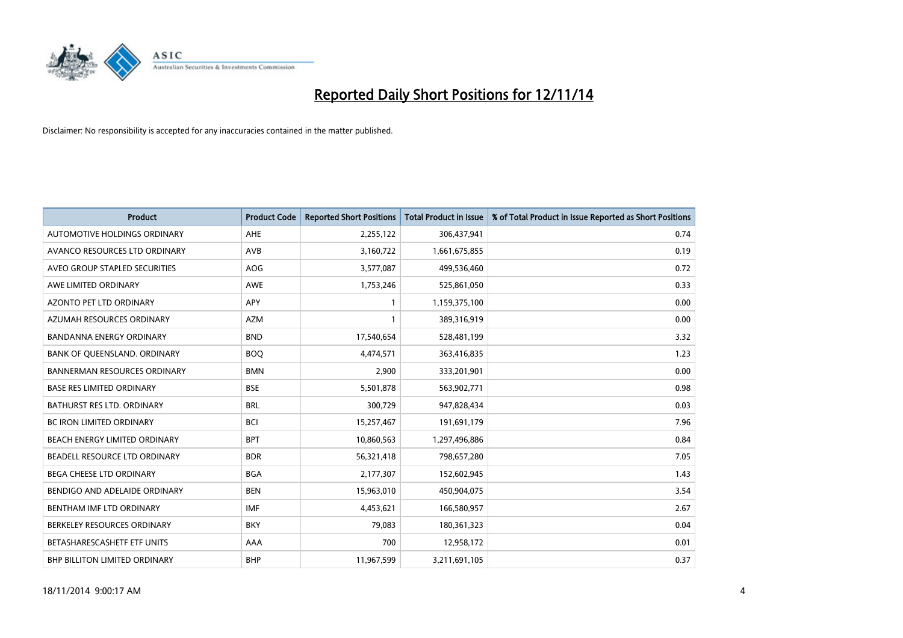# Reported Daily Short Positions for 12/11/14

Disclaimer: No responsibility is accepted for any inaccuracies contained in the matter published.

| Product | Product Code | Reported Short Positions | Total Product in Issue | % of Total Product in Issue Reported as Short Positions |
|---|---|---|---|---|
| AUTOMOTIVE HOLDINGS ORDINARY | AHE | 2,255,122 | 306,437,941 | 0.74 |
| AVANCO RESOURCES LTD ORDINARY | AVB | 3,160,722 | 1,661,675,855 | 0.19 |
| AVEO GROUP STAPLED SECURITIES | AOG | 3,577,087 | 499,536,460 | 0.72 |
| AWE LIMITED ORDINARY | AWE | 1,753,246 | 525,861,050 | 0.33 |
| AZONTO PET LTD ORDINARY | APY | 1 | 1,159,375,100 | 0.00 |
| AZUMAH RESOURCES ORDINARY | AZM | 1 | 389,316,919 | 0.00 |
| BANDANNA ENERGY ORDINARY | BND | 17,540,654 | 528,481,199 | 3.32 |
| BANK OF QUEENSLAND. ORDINARY | BOQ | 4,474,571 | 363,416,835 | 1.23 |
| BANNERMAN RESOURCES ORDINARY | BMN | 2,900 | 333,201,901 | 0.00 |
| BASE RES LIMITED ORDINARY | BSE | 5,501,878 | 563,902,771 | 0.98 |
| BATHURST RES LTD. ORDINARY | BRL | 300,729 | 947,828,434 | 0.03 |
| BC IRON LIMITED ORDINARY | BCI | 15,257,467 | 191,691,179 | 7.96 |
| BEACH ENERGY LIMITED ORDINARY | BPT | 10,860,563 | 1,297,496,886 | 0.84 |
| BEADELL RESOURCE LTD ORDINARY | BDR | 56,321,418 | 798,657,280 | 7.05 |
| BEGA CHEESE LTD ORDINARY | BGA | 2,177,307 | 152,602,945 | 1.43 |
| BENDIGO AND ADELAIDE ORDINARY | BEN | 15,963,010 | 450,904,075 | 3.54 |
| BENTHAM IMF LTD ORDINARY | IMF | 4,453,621 | 166,580,957 | 2.67 |
| BERKELEY RESOURCES ORDINARY | BKY | 79,083 | 180,361,323 | 0.04 |
| BETASHARESCASHETF ETF UNITS | AAA | 700 | 12,958,172 | 0.01 |
| BHP BILLITON LIMITED ORDINARY | BHP | 11,967,599 | 3,211,691,105 | 0.37 |

18/11/2014 9:00:17 AM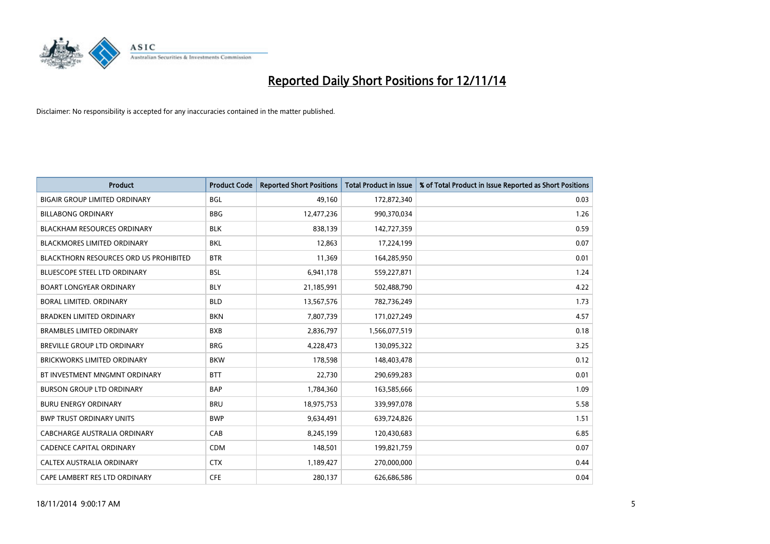# Reported Daily Short Positions for 12/11/14

Disclaimer: No responsibility is accepted for any inaccuracies contained in the matter published.

| Product | Product Code | Reported Short Positions | Total Product in Issue | % of Total Product in Issue Reported as Short Positions |
|---|---|---|---|---|
| BIGAIR GROUP LIMITED ORDINARY | BGL | 49,160 | 172,872,340 | 0.03 |
| BILLABONG ORDINARY | BBG | 12,477,236 | 990,370,034 | 1.26 |
| BLACKHAM RESOURCES ORDINARY | BLK | 838,139 | 142,727,359 | 0.59 |
| BLACKMORES LIMITED ORDINARY | BKL | 12,863 | 17,224,199 | 0.07 |
| BLACKTHORN RESOURCES ORD US PROHIBITED | BTR | 11,369 | 164,285,950 | 0.01 |
| BLUESCOPE STEEL LTD ORDINARY | BSL | 6,941,178 | 559,227,871 | 1.24 |
| BOART LONGYEAR ORDINARY | BLY | 21,185,991 | 502,488,790 | 4.22 |
| BORAL LIMITED. ORDINARY | BLD | 13,567,576 | 782,736,249 | 1.73 |
| BRADKEN LIMITED ORDINARY | BKN | 7,807,739 | 171,027,249 | 4.57 |
| BRAMBLES LIMITED ORDINARY | BXB | 2,836,797 | 1,566,077,519 | 0.18 |
| BREVILLE GROUP LTD ORDINARY | BRG | 4,228,473 | 130,095,322 | 3.25 |
| BRICKWORKS LIMITED ORDINARY | BKW | 178,598 | 148,403,478 | 0.12 |
| BT INVESTMENT MNGMNT ORDINARY | BTT | 22,730 | 290,699,283 | 0.01 |
| BURSON GROUP LTD ORDINARY | BAP | 1,784,360 | 163,585,666 | 1.09 |
| BURU ENERGY ORDINARY | BRU | 18,975,753 | 339,997,078 | 5.58 |
| BWP TRUST ORDINARY UNITS | BWP | 9,634,491 | 639,724,826 | 1.51 |
| CABCHARGE AUSTRALIA ORDINARY | CAB | 8,245,199 | 120,430,683 | 6.85 |
| CADENCE CAPITAL ORDINARY | CDM | 148,501 | 199,821,759 | 0.07 |
| CALTEX AUSTRALIA ORDINARY | CTX | 1,189,427 | 270,000,000 | 0.44 |
| CAPE LAMBERT RES LTD ORDINARY | CFE | 280,137 | 626,686,586 | 0.04 |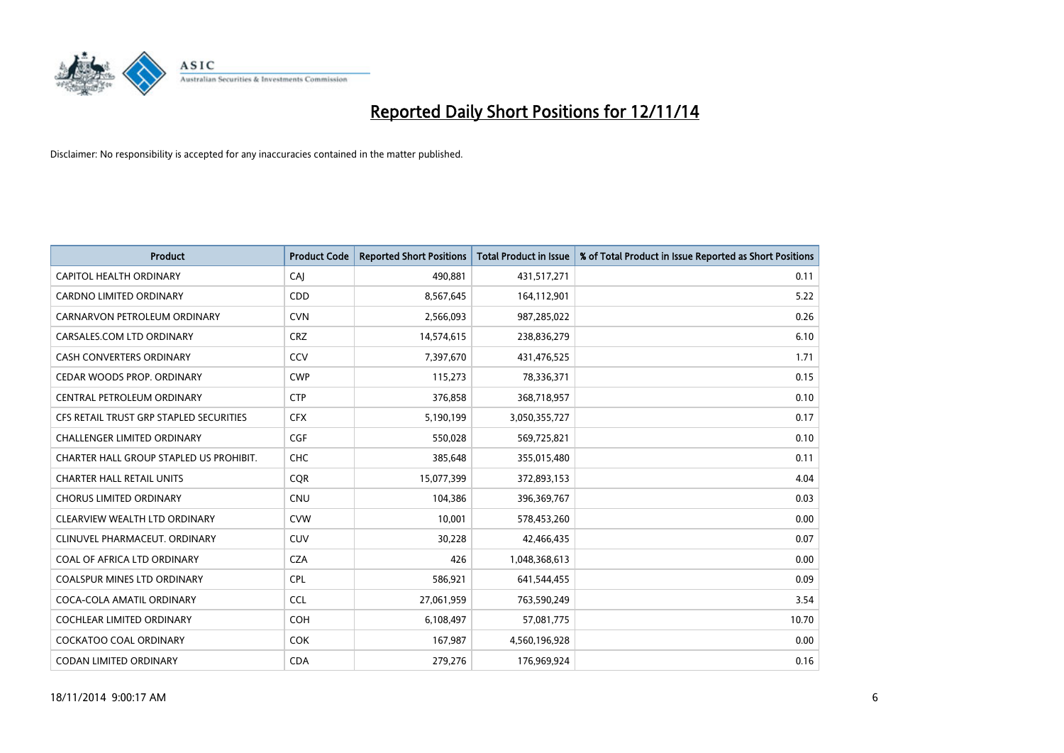# Reported Daily Short Positions for 12/11/14

Disclaimer: No responsibility is accepted for any inaccuracies contained in the matter published.

| Product | Product Code | Reported Short Positions | Total Product in Issue | % of Total Product in Issue Reported as Short Positions |
|---|---|---|---|---|
| CAPITOL HEALTH ORDINARY | CAJ | 490,881 | 431,517,271 | 0.11 |
| CARDNO LIMITED ORDINARY | CDD | 8,567,645 | 164,112,901 | 5.22 |
| CARNARVON PETROLEUM ORDINARY | CVN | 2,566,093 | 987,285,022 | 0.26 |
| CARSALES.COM LTD ORDINARY | CRZ | 14,574,615 | 238,836,279 | 6.10 |
| CASH CONVERTERS ORDINARY | CCV | 7,397,670 | 431,476,525 | 1.71 |
| CEDAR WOODS PROP. ORDINARY | CWP | 115,273 | 78,336,371 | 0.15 |
| CENTRAL PETROLEUM ORDINARY | CTP | 376,858 | 368,718,957 | 0.10 |
| CFS RETAIL TRUST GRP STAPLED SECURITIES | CFX | 5,190,199 | 3,050,355,727 | 0.17 |
| CHALLENGER LIMITED ORDINARY | CGF | 550,028 | 569,725,821 | 0.10 |
| CHARTER HALL GROUP STAPLED US PROHIBIT. | CHC | 385,648 | 355,015,480 | 0.11 |
| CHARTER HALL RETAIL UNITS | CQR | 15,077,399 | 372,893,153 | 4.04 |
| CHORUS LIMITED ORDINARY | CNU | 104,386 | 396,369,767 | 0.03 |
| CLEARVIEW WEALTH LTD ORDINARY | CVW | 10,001 | 578,453,260 | 0.00 |
| CLINUVEL PHARMACEUT. ORDINARY | CUV | 30,228 | 42,466,435 | 0.07 |
| COAL OF AFRICA LTD ORDINARY | CZA | 426 | 1,048,368,613 | 0.00 |
| COALSPUR MINES LTD ORDINARY | CPL | 586,921 | 641,544,455 | 0.09 |
| COCA-COLA AMATIL ORDINARY | CCL | 27,061,959 | 763,590,249 | 3.54 |
| COCHLEAR LIMITED ORDINARY | COH | 6,108,497 | 57,081,775 | 10.70 |
| COCKATOO COAL ORDINARY | COK | 167,987 | 4,560,196,928 | 0.00 |
| CODAN LIMITED ORDINARY | CDA | 279,276 | 176,969,924 | 0.16 |

18/11/2014 9:00:17 AM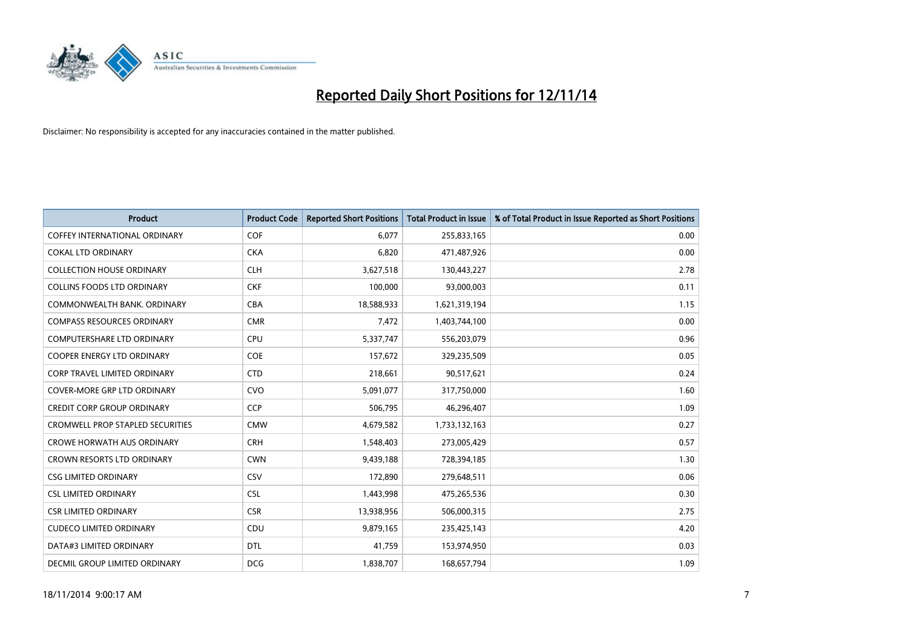# Reported Daily Short Positions for 12/11/14

Disclaimer: No responsibility is accepted for any inaccuracies contained in the matter published.

| Product | Product Code | Reported Short Positions | Total Product in Issue | % of Total Product in Issue Reported as Short Positions |
|---|---|---|---|---|
| COFFEY INTERNATIONAL ORDINARY | COF | 6,077 | 255,833,165 | 0.00 |
| COKAL LTD ORDINARY | CKA | 6,820 | 471,487,926 | 0.00 |
| COLLECTION HOUSE ORDINARY | CLH | 3,627,518 | 130,443,227 | 2.78 |
| COLLINS FOODS LTD ORDINARY | CKF | 100,000 | 93,000,003 | 0.11 |
| COMMONWEALTH BANK. ORDINARY | CBA | 18,588,933 | 1,621,319,194 | 1.15 |
| COMPASS RESOURCES ORDINARY | CMR | 7,472 | 1,403,744,100 | 0.00 |
| COMPUTERSHARE LTD ORDINARY | CPU | 5,337,747 | 556,203,079 | 0.96 |
| COOPER ENERGY LTD ORDINARY | COE | 157,672 | 329,235,509 | 0.05 |
| CORP TRAVEL LIMITED ORDINARY | CTD | 218,661 | 90,517,621 | 0.24 |
| COVER-MORE GRP LTD ORDINARY | CVO | 5,091,077 | 317,750,000 | 1.60 |
| CREDIT CORP GROUP ORDINARY | CCP | 506,795 | 46,296,407 | 1.09 |
| CROMWELL PROP STAPLED SECURITIES | CMW | 4,679,582 | 1,733,132,163 | 0.27 |
| CROWE HORWATH AUS ORDINARY | CRH | 1,548,403 | 273,005,429 | 0.57 |
| CROWN RESORTS LTD ORDINARY | CWN | 9,439,188 | 728,394,185 | 1.30 |
| CSG LIMITED ORDINARY | CSV | 172,890 | 279,648,511 | 0.06 |
| CSL LIMITED ORDINARY | CSL | 1,443,998 | 475,265,536 | 0.30 |
| CSR LIMITED ORDINARY | CSR | 13,938,956 | 506,000,315 | 2.75 |
| CUDECO LIMITED ORDINARY | CDU | 9,879,165 | 235,425,143 | 4.20 |
| DATA#3 LIMITED ORDINARY | DTL | 41,759 | 153,974,950 | 0.03 |
| DECMIL GROUP LIMITED ORDINARY | DCG | 1,838,707 | 168,657,794 | 1.09 |

18/11/2014 9:00:17 AM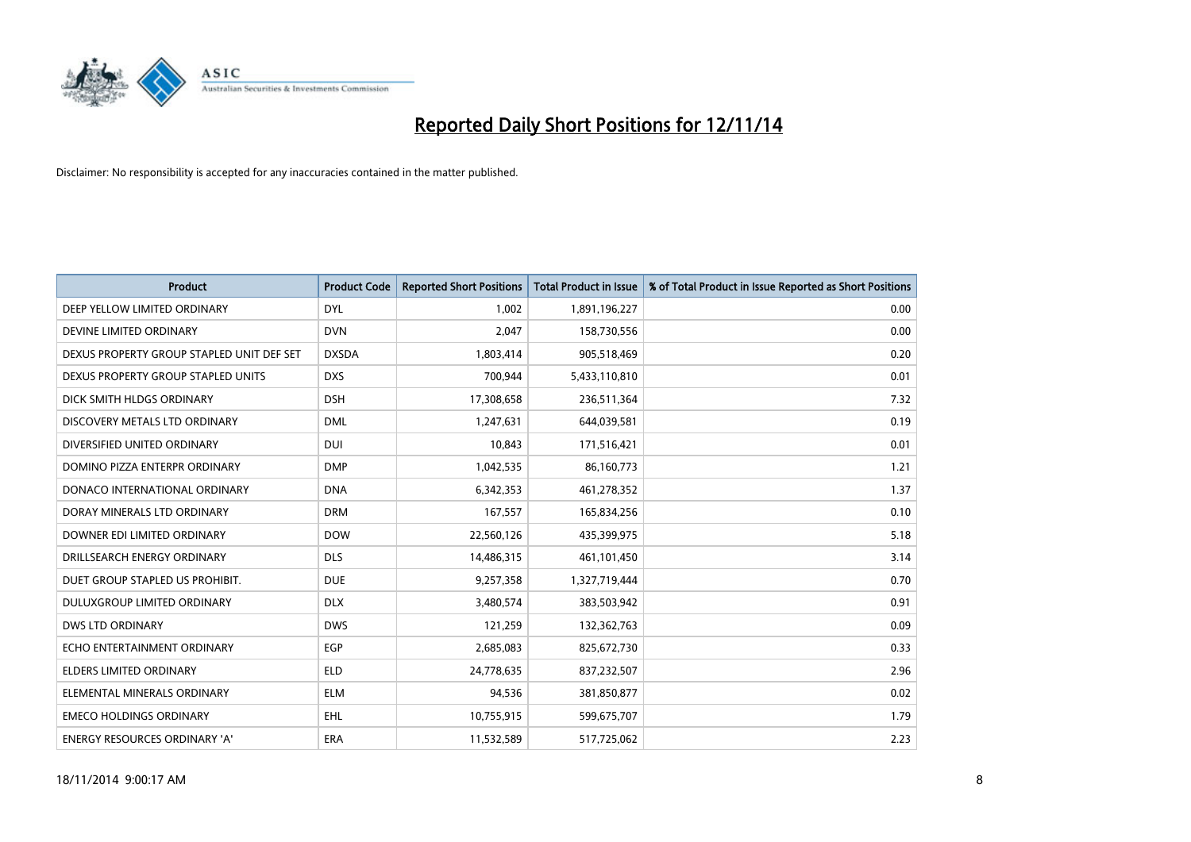# Reported Daily Short Positions for 12/11/14

Disclaimer: No responsibility is accepted for any inaccuracies contained in the matter published.

| Product | Product Code | Reported Short Positions | Total Product in Issue | % of Total Product in Issue Reported as Short Positions |
|---|---|---|---|---|
| DEEP YELLOW LIMITED ORDINARY | DYL | 1,002 | 1,891,196,227 | 0.00 |
| DEVINE LIMITED ORDINARY | DVN | 2,047 | 158,730,556 | 0.00 |
| DEXUS PROPERTY GROUP STAPLED UNIT DEF SET | DXSDA | 1,803,414 | 905,518,469 | 0.20 |
| DEXUS PROPERTY GROUP STAPLED UNITS | DXS | 700,944 | 5,433,110,810 | 0.01 |
| DICK SMITH HLDGS ORDINARY | DSH | 17,308,658 | 236,511,364 | 7.32 |
| DISCOVERY METALS LTD ORDINARY | DML | 1,247,631 | 644,039,581 | 0.19 |
| DIVERSIFIED UNITED ORDINARY | DUI | 10,843 | 171,516,421 | 0.01 |
| DOMINO PIZZA ENTERPR ORDINARY | DMP | 1,042,535 | 86,160,773 | 1.21 |
| DONACO INTERNATIONAL ORDINARY | DNA | 6,342,353 | 461,278,352 | 1.37 |
| DORAY MINERALS LTD ORDINARY | DRM | 167,557 | 165,834,256 | 0.10 |
| DOWNER EDI LIMITED ORDINARY | DOW | 22,560,126 | 435,399,975 | 5.18 |
| DRILLSEARCH ENERGY ORDINARY | DLS | 14,486,315 | 461,101,450 | 3.14 |
| DUET GROUP STAPLED US PROHIBIT. | DUE | 9,257,358 | 1,327,719,444 | 0.70 |
| DULUXGROUP LIMITED ORDINARY | DLX | 3,480,574 | 383,503,942 | 0.91 |
| DWS LTD ORDINARY | DWS | 121,259 | 132,362,763 | 0.09 |
| ECHO ENTERTAINMENT ORDINARY | EGP | 2,685,083 | 825,672,730 | 0.33 |
| ELDERS LIMITED ORDINARY | ELD | 24,778,635 | 837,232,507 | 2.96 |
| ELEMENTAL MINERALS ORDINARY | ELM | 94,536 | 381,850,877 | 0.02 |
| EMECO HOLDINGS ORDINARY | EHL | 10,755,915 | 599,675,707 | 1.79 |
| ENERGY RESOURCES ORDINARY 'A' | ERA | 11,532,589 | 517,725,062 | 2.23 |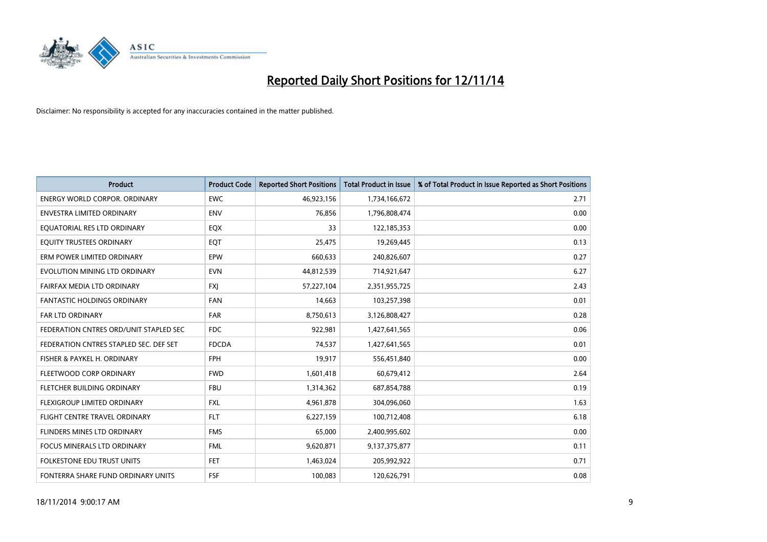# Reported Daily Short Positions for 12/11/14

Disclaimer: No responsibility is accepted for any inaccuracies contained in the matter published.

| Product | Product Code | Reported Short Positions | Total Product in Issue | % of Total Product in Issue Reported as Short Positions |
|---|---|---|---|---|
| ENERGY WORLD CORPOR. ORDINARY | EWC | 46,923,156 | 1,734,166,672 | 2.71 |
| ENVESTRA LIMITED ORDINARY | ENV | 76,856 | 1,796,808,474 | 0.00 |
| EQUATORIAL RES LTD ORDINARY | EQX | 33 | 122,185,353 | 0.00 |
| EQUITY TRUSTEES ORDINARY | EQT | 25,475 | 19,269,445 | 0.13 |
| ERM POWER LIMITED ORDINARY | EPW | 660,633 | 240,826,607 | 0.27 |
| EVOLUTION MINING LTD ORDINARY | EVN | 44,812,539 | 714,921,647 | 6.27 |
| FAIRFAX MEDIA LTD ORDINARY | FXJ | 57,227,104 | 2,351,955,725 | 2.43 |
| FANTASTIC HOLDINGS ORDINARY | FAN | 14,663 | 103,257,398 | 0.01 |
| FAR LTD ORDINARY | FAR | 8,750,613 | 3,126,808,427 | 0.28 |
| FEDERATION CNTRES ORD/UNIT STAPLED SEC | FDC | 922,981 | 1,427,641,565 | 0.06 |
| FEDERATION CNTRES STAPLED SEC. DEF SET | FDCDA | 74,537 | 1,427,641,565 | 0.01 |
| FISHER & PAYKEL H. ORDINARY | FPH | 19,917 | 556,451,840 | 0.00 |
| FLEETWOOD CORP ORDINARY | FWD | 1,601,418 | 60,679,412 | 2.64 |
| FLETCHER BUILDING ORDINARY | FBU | 1,314,362 | 687,854,788 | 0.19 |
| FLEXIGROUP LIMITED ORDINARY | FXL | 4,961,878 | 304,096,060 | 1.63 |
| FLIGHT CENTRE TRAVEL ORDINARY | FLT | 6,227,159 | 100,712,408 | 6.18 |
| FLINDERS MINES LTD ORDINARY | FMS | 65,000 | 2,400,995,602 | 0.00 |
| FOCUS MINERALS LTD ORDINARY | FML | 9,620,871 | 9,137,375,877 | 0.11 |
| FOLKESTONE EDU TRUST UNITS | FET | 1,463,024 | 205,992,922 | 0.71 |
| FONTERRA SHARE FUND ORDINARY UNITS | FSF | 100,083 | 120,626,791 | 0.08 |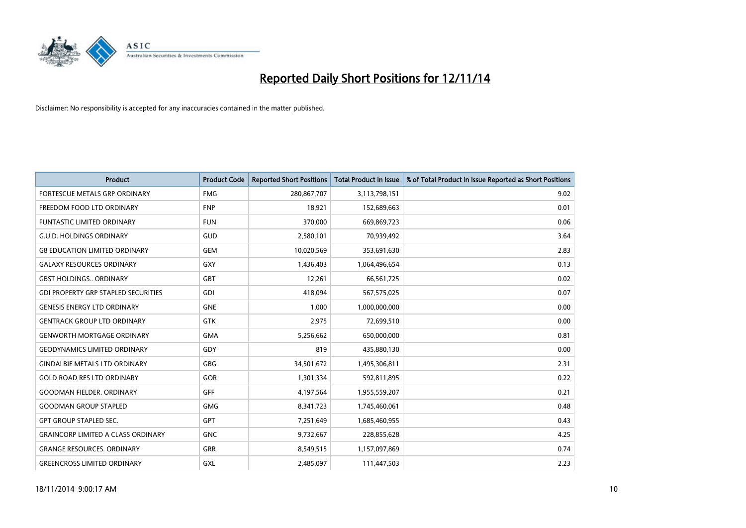# Reported Daily Short Positions for 12/11/14

Disclaimer: No responsibility is accepted for any inaccuracies contained in the matter published.

| Product | Product Code | Reported Short Positions | Total Product in Issue | % of Total Product in Issue Reported as Short Positions |
|---|---|---|---|---|
| FORTESCUE METALS GRP ORDINARY | FMG | 280,867,707 | 3,113,798,151 | 9.02 |
| FREEDOM FOOD LTD ORDINARY | FNP | 18,921 | 152,689,663 | 0.01 |
| FUNTASTIC LIMITED ORDINARY | FUN | 370,000 | 669,869,723 | 0.06 |
| G.U.D. HOLDINGS ORDINARY | GUD | 2,580,101 | 70,939,492 | 3.64 |
| G8 EDUCATION LIMITED ORDINARY | GEM | 10,020,569 | 353,691,630 | 2.83 |
| GALAXY RESOURCES ORDINARY | GXY | 1,436,403 | 1,064,496,654 | 0.13 |
| GBST HOLDINGS.. ORDINARY | GBT | 12,261 | 66,561,725 | 0.02 |
| GDI PROPERTY GRP STAPLED SECURITIES | GDI | 418,094 | 567,575,025 | 0.07 |
| GENESIS ENERGY LTD ORDINARY | GNE | 1,000 | 1,000,000,000 | 0.00 |
| GENTRACK GROUP LTD ORDINARY | GTK | 2,975 | 72,699,510 | 0.00 |
| GENWORTH MORTGAGE ORDINARY | GMA | 5,256,662 | 650,000,000 | 0.81 |
| GEODYNAMICS LIMITED ORDINARY | GDY | 819 | 435,880,130 | 0.00 |
| GINDALBIE METALS LTD ORDINARY | GBG | 34,501,672 | 1,495,306,811 | 2.31 |
| GOLD ROAD RES LTD ORDINARY | GOR | 1,301,334 | 592,811,895 | 0.22 |
| GOODMAN FIELDER. ORDINARY | GFF | 4,197,564 | 1,955,559,207 | 0.21 |
| GOODMAN GROUP STAPLED | GMG | 8,341,723 | 1,745,460,061 | 0.48 |
| GPT GROUP STAPLED SEC. | GPT | 7,251,649 | 1,685,460,955 | 0.43 |
| GRAINCORP LIMITED A CLASS ORDINARY | GNC | 9,732,667 | 228,855,628 | 4.25 |
| GRANGE RESOURCES. ORDINARY | GRR | 8,549,515 | 1,157,097,869 | 0.74 |
| GREENCROSS LIMITED ORDINARY | GXL | 2,485,097 | 111,447,503 | 2.23 |

18/11/2014 9:00:17 AM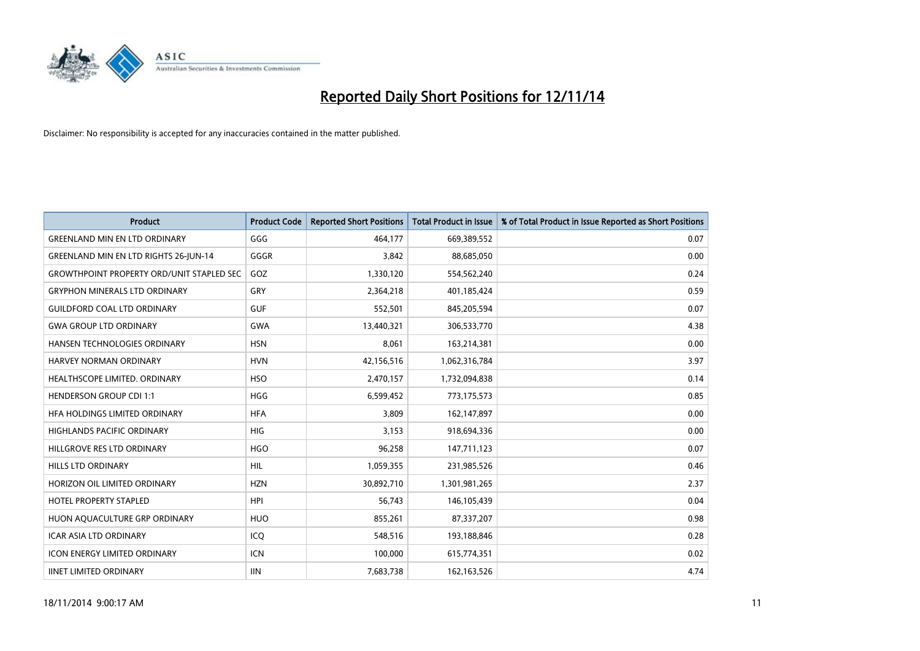# Reported Daily Short Positions for 12/11/14

Disclaimer: No responsibility is accepted for any inaccuracies contained in the matter published.

| Product | Product Code | Reported Short Positions | Total Product in Issue | % of Total Product in Issue Reported as Short Positions |
| --- | --- | --- | --- | --- |
| GREENLAND MIN EN LTD ORDINARY | GGG | 464,177 | 669,389,552 | 0.07 |
| GREENLAND MIN EN LTD RIGHTS 26-JUN-14 | GGGR | 3,842 | 88,685,050 | 0.00 |
| GROWTHPOINT PROPERTY ORD/UNIT STAPLED SEC | GOZ | 1,330,120 | 554,562,240 | 0.24 |
| GRYPHON MINERALS LTD ORDINARY | GRY | 2,364,218 | 401,185,424 | 0.59 |
| GUILDFORD COAL LTD ORDINARY | GUF | 552,501 | 845,205,594 | 0.07 |
| GWA GROUP LTD ORDINARY | GWA | 13,440,321 | 306,533,770 | 4.38 |
| HANSEN TECHNOLOGIES ORDINARY | HSN | 8,061 | 163,214,381 | 0.00 |
| HARVEY NORMAN ORDINARY | HVN | 42,156,516 | 1,062,316,784 | 3.97 |
| HEALTHSCOPE LIMITED. ORDINARY | HSO | 2,470,157 | 1,732,094,838 | 0.14 |
| HENDERSON GROUP CDI 1:1 | HGG | 6,599,452 | 773,175,573 | 0.85 |
| HFA HOLDINGS LIMITED ORDINARY | HFA | 3,809 | 162,147,897 | 0.00 |
| HIGHLANDS PACIFIC ORDINARY | HIG | 3,153 | 918,694,336 | 0.00 |
| HILLGROVE RES LTD ORDINARY | HGO | 96,258 | 147,711,123 | 0.07 |
| HILLS LTD ORDINARY | HIL | 1,059,355 | 231,985,526 | 0.46 |
| HORIZON OIL LIMITED ORDINARY | HZN | 30,892,710 | 1,301,981,265 | 2.37 |
| HOTEL PROPERTY STAPLED | HPI | 56,743 | 146,105,439 | 0.04 |
| HUON AQUACULTURE GRP ORDINARY | HUO | 855,261 | 87,337,207 | 0.98 |
| ICAR ASIA LTD ORDINARY | ICQ | 548,516 | 193,188,846 | 0.28 |
| ICON ENERGY LIMITED ORDINARY | ICN | 100,000 | 615,774,351 | 0.02 |
| IINET LIMITED ORDINARY | IIN | 7,683,738 | 162,163,526 | 4.74 |

18/11/2014 9:00:17 AM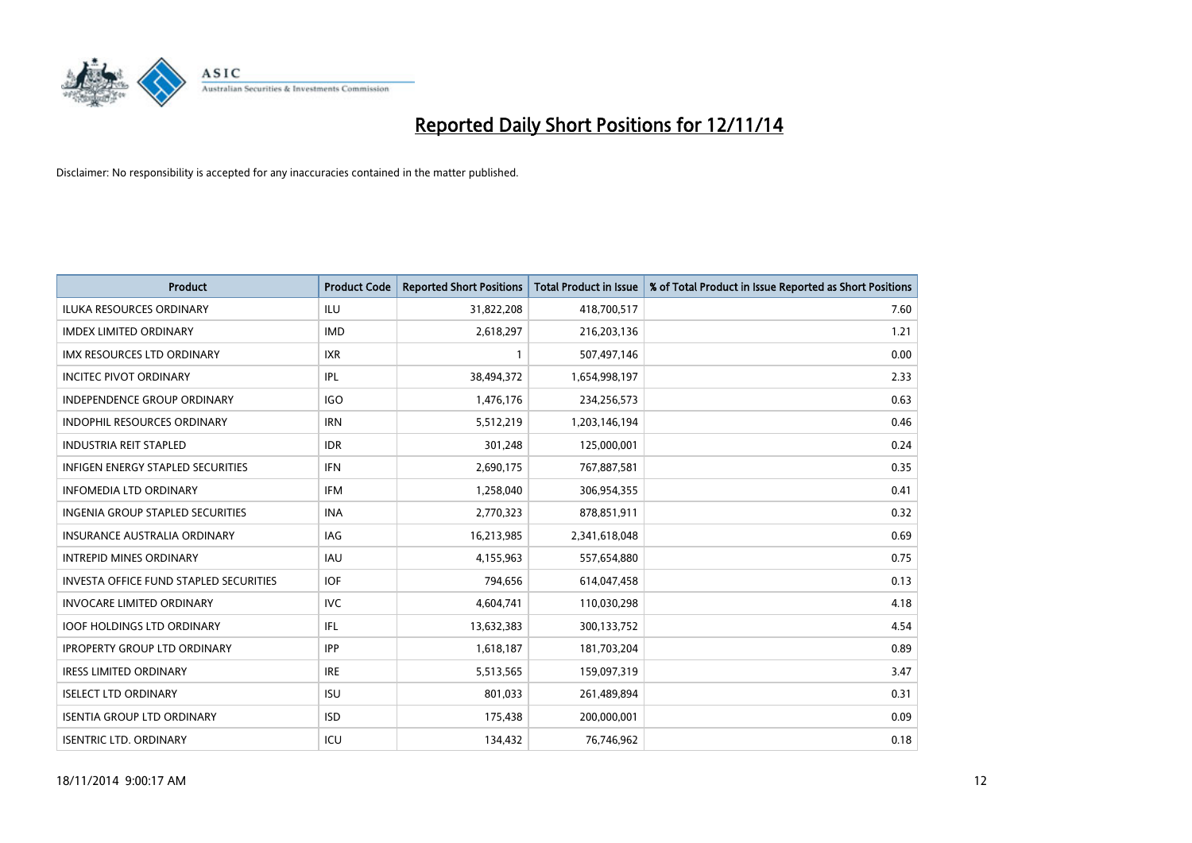# Reported Daily Short Positions for 12/11/14

Disclaimer: No responsibility is accepted for any inaccuracies contained in the matter published.

| Product | Product Code | Reported Short Positions | Total Product in Issue | % of Total Product in Issue Reported as Short Positions |
| --- | --- | --- | --- | --- |
| ILUKA RESOURCES ORDINARY | ILU | 31,822,208 | 418,700,517 | 7.60 |
| IMDEX LIMITED ORDINARY | IMD | 2,618,297 | 216,203,136 | 1.21 |
| IMX RESOURCES LTD ORDINARY | IXR | 1 | 507,497,146 | 0.00 |
| INCITEC PIVOT ORDINARY | IPL | 38,494,372 | 1,654,998,197 | 2.33 |
| INDEPENDENCE GROUP ORDINARY | IGO | 1,476,176 | 234,256,573 | 0.63 |
| INDOPHIL RESOURCES ORDINARY | IRN | 5,512,219 | 1,203,146,194 | 0.46 |
| INDUSTRIA REIT STAPLED | IDR | 301,248 | 125,000,001 | 0.24 |
| INFIGEN ENERGY STAPLED SECURITIES | IFN | 2,690,175 | 767,887,581 | 0.35 |
| INFOMEDIA LTD ORDINARY | IFM | 1,258,040 | 306,954,355 | 0.41 |
| INGENIA GROUP STAPLED SECURITIES | INA | 2,770,323 | 878,851,911 | 0.32 |
| INSURANCE AUSTRALIA ORDINARY | IAG | 16,213,985 | 2,341,618,048 | 0.69 |
| INTREPID MINES ORDINARY | IAU | 4,155,963 | 557,654,880 | 0.75 |
| INVESTA OFFICE FUND STAPLED SECURITIES | IOF | 794,656 | 614,047,458 | 0.13 |
| INVOCARE LIMITED ORDINARY | IVC | 4,604,741 | 110,030,298 | 4.18 |
| IOOF HOLDINGS LTD ORDINARY | IFL | 13,632,383 | 300,133,752 | 4.54 |
| IPROPERTY GROUP LTD ORDINARY | IPP | 1,618,187 | 181,703,204 | 0.89 |
| IRESS LIMITED ORDINARY | IRE | 5,513,565 | 159,097,319 | 3.47 |
| ISELECT LTD ORDINARY | ISU | 801,033 | 261,489,894 | 0.31 |
| ISENTIA GROUP LTD ORDINARY | ISD | 175,438 | 200,000,001 | 0.09 |
| ISENTRIC LTD. ORDINARY | ICU | 134,432 | 76,746,962 | 0.18 |

18/11/2014 9:00:17 AM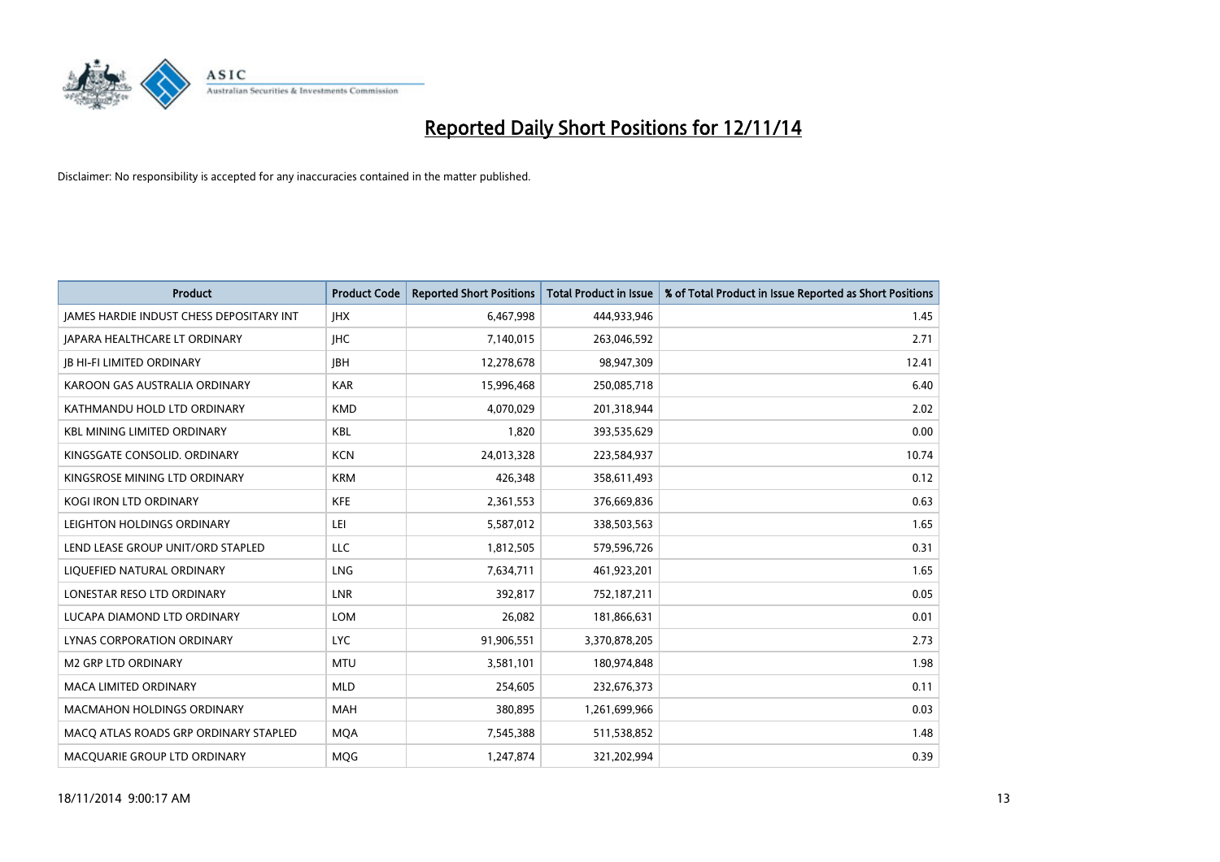# Reported Daily Short Positions for 12/11/14

Disclaimer: No responsibility is accepted for any inaccuracies contained in the matter published.

| Product | Product Code | Reported Short Positions | Total Product in Issue | % of Total Product in Issue Reported as Short Positions |
|---|---|---|---|---|
| JAMES HARDIE INDUST CHESS DEPOSITARY INT | JHX | 6,467,998 | 444,933,946 | 1.45 |
| JAPARA HEALTHCARE LT ORDINARY | JHC | 7,140,015 | 263,046,592 | 2.71 |
| JB HI-FI LIMITED ORDINARY | JBH | 12,278,678 | 98,947,309 | 12.41 |
| KAROON GAS AUSTRALIA ORDINARY | KAR | 15,996,468 | 250,085,718 | 6.40 |
| KATHMANDU HOLD LTD ORDINARY | KMD | 4,070,029 | 201,318,944 | 2.02 |
| KBL MINING LIMITED ORDINARY | KBL | 1,820 | 393,535,629 | 0.00 |
| KINGSGATE CONSOLID. ORDINARY | KCN | 24,013,328 | 223,584,937 | 10.74 |
| KINGSROSE MINING LTD ORDINARY | KRM | 426,348 | 358,611,493 | 0.12 |
| KOGI IRON LTD ORDINARY | KFE | 2,361,553 | 376,669,836 | 0.63 |
| LEIGHTON HOLDINGS ORDINARY | LEI | 5,587,012 | 338,503,563 | 1.65 |
| LEND LEASE GROUP UNIT/ORD STAPLED | LLC | 1,812,505 | 579,596,726 | 0.31 |
| LIQUEFIED NATURAL ORDINARY | LNG | 7,634,711 | 461,923,201 | 1.65 |
| LONESTAR RESO LTD ORDINARY | LNR | 392,817 | 752,187,211 | 0.05 |
| LUCAPA DIAMOND LTD ORDINARY | LOM | 26,082 | 181,866,631 | 0.01 |
| LYNAS CORPORATION ORDINARY | LYC | 91,906,551 | 3,370,878,205 | 2.73 |
| M2 GRP LTD ORDINARY | MTU | 3,581,101 | 180,974,848 | 1.98 |
| MACA LIMITED ORDINARY | MLD | 254,605 | 232,676,373 | 0.11 |
| MACMAHON HOLDINGS ORDINARY | MAH | 380,895 | 1,261,699,966 | 0.03 |
| MACQ ATLAS ROADS GRP ORDINARY STAPLED | MQA | 7,545,388 | 511,538,852 | 1.48 |
| MACQUARIE GROUP LTD ORDINARY | MQG | 1,247,874 | 321,202,994 | 0.39 |

18/11/2014 9:00:17 AM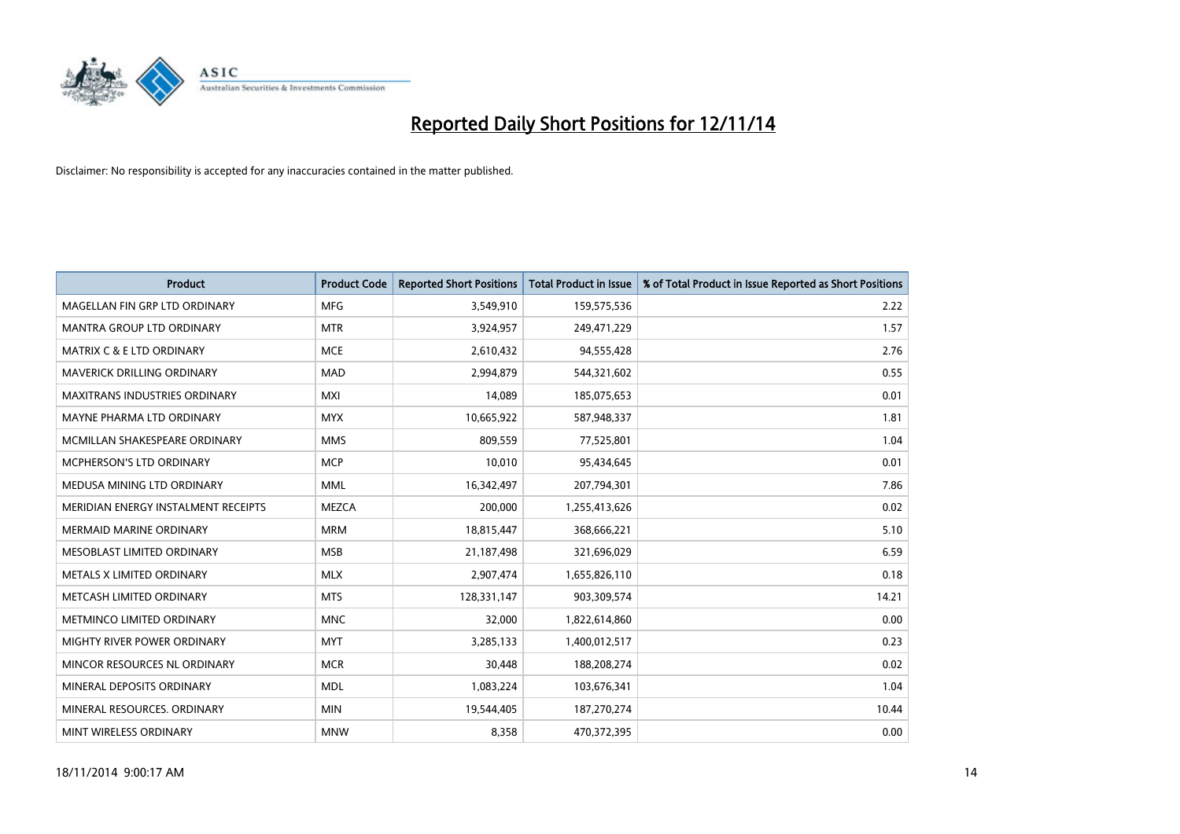# Reported Daily Short Positions for 12/11/14

Disclaimer: No responsibility is accepted for any inaccuracies contained in the matter published.

| Product | Product Code | Reported Short Positions | Total Product in Issue | % of Total Product in Issue Reported as Short Positions |
|---|---|---|---|---|
| MAGELLAN FIN GRP LTD ORDINARY | MFG | 3,549,910 | 159,575,536 | 2.22 |
| MANTRA GROUP LTD ORDINARY | MTR | 3,924,957 | 249,471,229 | 1.57 |
| MATRIX C & E LTD ORDINARY | MCE | 2,610,432 | 94,555,428 | 2.76 |
| MAVERICK DRILLING ORDINARY | MAD | 2,994,879 | 544,321,602 | 0.55 |
| MAXITRANS INDUSTRIES ORDINARY | MXI | 14,089 | 185,075,653 | 0.01 |
| MAYNE PHARMA LTD ORDINARY | MYX | 10,665,922 | 587,948,337 | 1.81 |
| MCMILLAN SHAKESPEARE ORDINARY | MMS | 809,559 | 77,525,801 | 1.04 |
| MCPHERSON'S LTD ORDINARY | MCP | 10,010 | 95,434,645 | 0.01 |
| MEDUSA MINING LTD ORDINARY | MML | 16,342,497 | 207,794,301 | 7.86 |
| MERIDIAN ENERGY INSTALMENT RECEIPTS | MEZCA | 200,000 | 1,255,413,626 | 0.02 |
| MERMAID MARINE ORDINARY | MRM | 18,815,447 | 368,666,221 | 5.10 |
| MESOBLAST LIMITED ORDINARY | MSB | 21,187,498 | 321,696,029 | 6.59 |
| METALS X LIMITED ORDINARY | MLX | 2,907,474 | 1,655,826,110 | 0.18 |
| METCASH LIMITED ORDINARY | MTS | 128,331,147 | 903,309,574 | 14.21 |
| METMINCO LIMITED ORDINARY | MNC | 32,000 | 1,822,614,860 | 0.00 |
| MIGHTY RIVER POWER ORDINARY | MYT | 3,285,133 | 1,400,012,517 | 0.23 |
| MINCOR RESOURCES NL ORDINARY | MCR | 30,448 | 188,208,274 | 0.02 |
| MINERAL DEPOSITS ORDINARY | MDL | 1,083,224 | 103,676,341 | 1.04 |
| MINERAL RESOURCES. ORDINARY | MIN | 19,544,405 | 187,270,274 | 10.44 |
| MINT WIRELESS ORDINARY | MNW | 8,358 | 470,372,395 | 0.00 |

18/11/2014 9:00:17 AM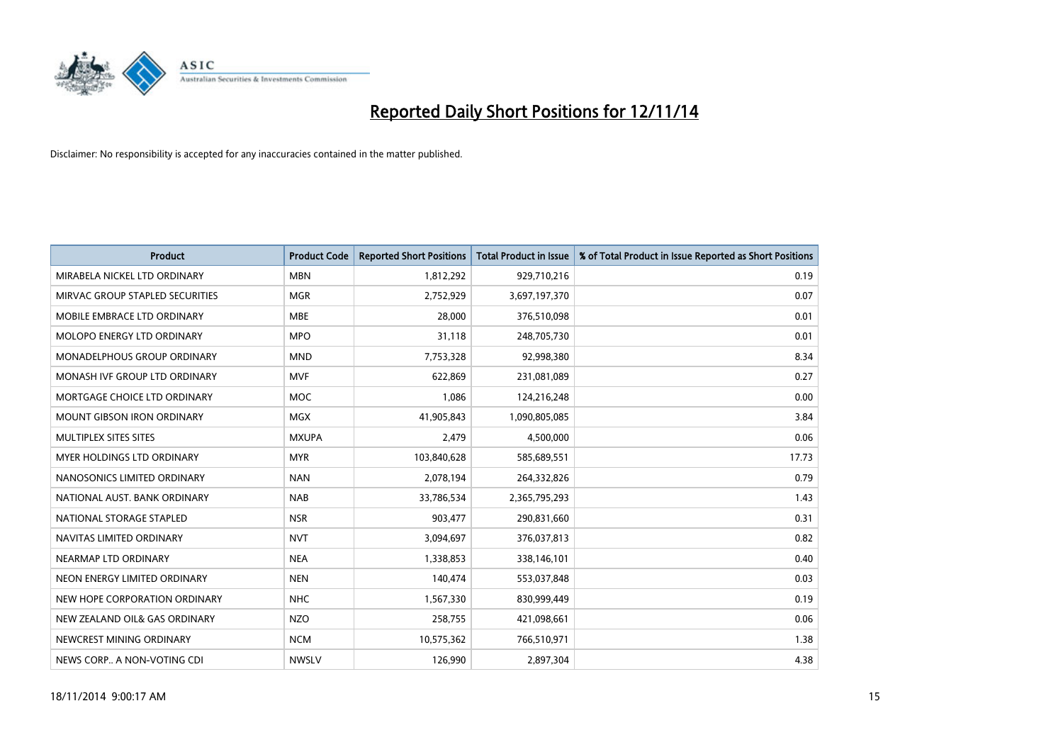# Reported Daily Short Positions for 12/11/14

Disclaimer: No responsibility is accepted for any inaccuracies contained in the matter published.

| Product | Product Code | Reported Short Positions | Total Product in Issue | % of Total Product in Issue Reported as Short Positions |
|---|---|---|---|---|
| MIRABELA NICKEL LTD ORDINARY | MBN | 1,812,292 | 929,710,216 | 0.19 |
| MIRVAC GROUP STAPLED SECURITIES | MGR | 2,752,929 | 3,697,197,370 | 0.07 |
| MOBILE EMBRACE LTD ORDINARY | MBE | 28,000 | 376,510,098 | 0.01 |
| MOLOPO ENERGY LTD ORDINARY | MPO | 31,118 | 248,705,730 | 0.01 |
| MONADELPHOUS GROUP ORDINARY | MND | 7,753,328 | 92,998,380 | 8.34 |
| MONASH IVF GROUP LTD ORDINARY | MVF | 622,869 | 231,081,089 | 0.27 |
| MORTGAGE CHOICE LTD ORDINARY | MOC | 1,086 | 124,216,248 | 0.00 |
| MOUNT GIBSON IRON ORDINARY | MGX | 41,905,843 | 1,090,805,085 | 3.84 |
| MULTIPLEX SITES SITES | MXUPA | 2,479 | 4,500,000 | 0.06 |
| MYER HOLDINGS LTD ORDINARY | MYR | 103,840,628 | 585,689,551 | 17.73 |
| NANOSONICS LIMITED ORDINARY | NAN | 2,078,194 | 264,332,826 | 0.79 |
| NATIONAL AUST. BANK ORDINARY | NAB | 33,786,534 | 2,365,795,293 | 1.43 |
| NATIONAL STORAGE STAPLED | NSR | 903,477 | 290,831,660 | 0.31 |
| NAVITAS LIMITED ORDINARY | NVT | 3,094,697 | 376,037,813 | 0.82 |
| NEARMAP LTD ORDINARY | NEA | 1,338,853 | 338,146,101 | 0.40 |
| NEON ENERGY LIMITED ORDINARY | NEN | 140,474 | 553,037,848 | 0.03 |
| NEW HOPE CORPORATION ORDINARY | NHC | 1,567,330 | 830,999,449 | 0.19 |
| NEW ZEALAND OIL& GAS ORDINARY | NZO | 258,755 | 421,098,661 | 0.06 |
| NEWCREST MINING ORDINARY | NCM | 10,575,362 | 766,510,971 | 1.38 |
| NEWS CORP.. A NON-VOTING CDI | NWSLV | 126,990 | 2,897,304 | 4.38 |

18/11/2014 9:00:17 AM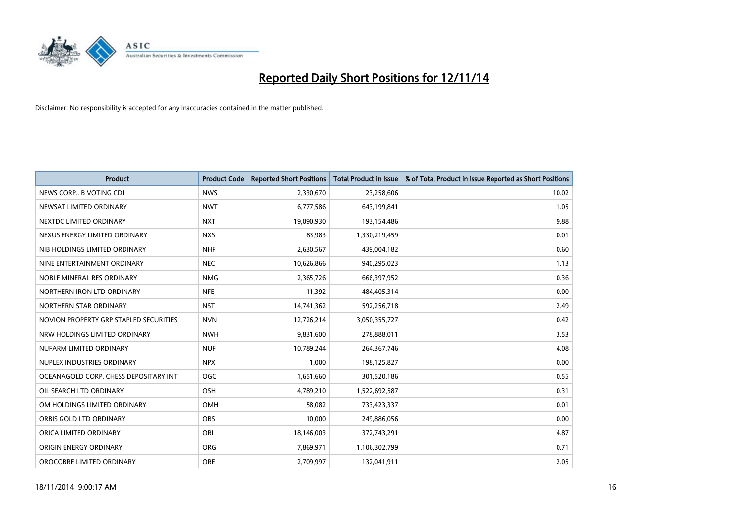# Reported Daily Short Positions for 12/11/14

Disclaimer: No responsibility is accepted for any inaccuracies contained in the matter published.

| Product | Product Code | Reported Short Positions | Total Product in Issue | % of Total Product in Issue Reported as Short Positions |
|---|---|---|---|---|
| NEWS CORP.. B VOTING CDI | NWS | 2,330,670 | 23,258,606 | 10.02 |
| NEWSAT LIMITED ORDINARY | NWT | 6,777,586 | 643,199,841 | 1.05 |
| NEXTDC LIMITED ORDINARY | NXT | 19,090,930 | 193,154,486 | 9.88 |
| NEXUS ENERGY LIMITED ORDINARY | NXS | 83,983 | 1,330,219,459 | 0.01 |
| NIB HOLDINGS LIMITED ORDINARY | NHF | 2,630,567 | 439,004,182 | 0.60 |
| NINE ENTERTAINMENT ORDINARY | NEC | 10,626,866 | 940,295,023 | 1.13 |
| NOBLE MINERAL RES ORDINARY | NMG | 2,365,726 | 666,397,952 | 0.36 |
| NORTHERN IRON LTD ORDINARY | NFE | 11,392 | 484,405,314 | 0.00 |
| NORTHERN STAR ORDINARY | NST | 14,741,362 | 592,256,718 | 2.49 |
| NOVION PROPERTY GRP STAPLED SECURITIES | NVN | 12,726,214 | 3,050,355,727 | 0.42 |
| NRW HOLDINGS LIMITED ORDINARY | NWH | 9,831,600 | 278,888,011 | 3.53 |
| NUFARM LIMITED ORDINARY | NUF | 10,789,244 | 264,367,746 | 4.08 |
| NUPLEX INDUSTRIES ORDINARY | NPX | 1,000 | 198,125,827 | 0.00 |
| OCEANAGOLD CORP. CHESS DEPOSITARY INT | OGC | 1,651,660 | 301,520,186 | 0.55 |
| OIL SEARCH LTD ORDINARY | OSH | 4,789,210 | 1,522,692,587 | 0.31 |
| OM HOLDINGS LIMITED ORDINARY | OMH | 58,082 | 733,423,337 | 0.01 |
| ORBIS GOLD LTD ORDINARY | OBS | 10,000 | 249,886,056 | 0.00 |
| ORICA LIMITED ORDINARY | ORI | 18,146,003 | 372,743,291 | 4.87 |
| ORIGIN ENERGY ORDINARY | ORG | 7,869,971 | 1,106,302,799 | 0.71 |
| OROCOBRE LIMITED ORDINARY | ORE | 2,709,997 | 132,041,911 | 2.05 |

18/11/2014 9:00:17 AM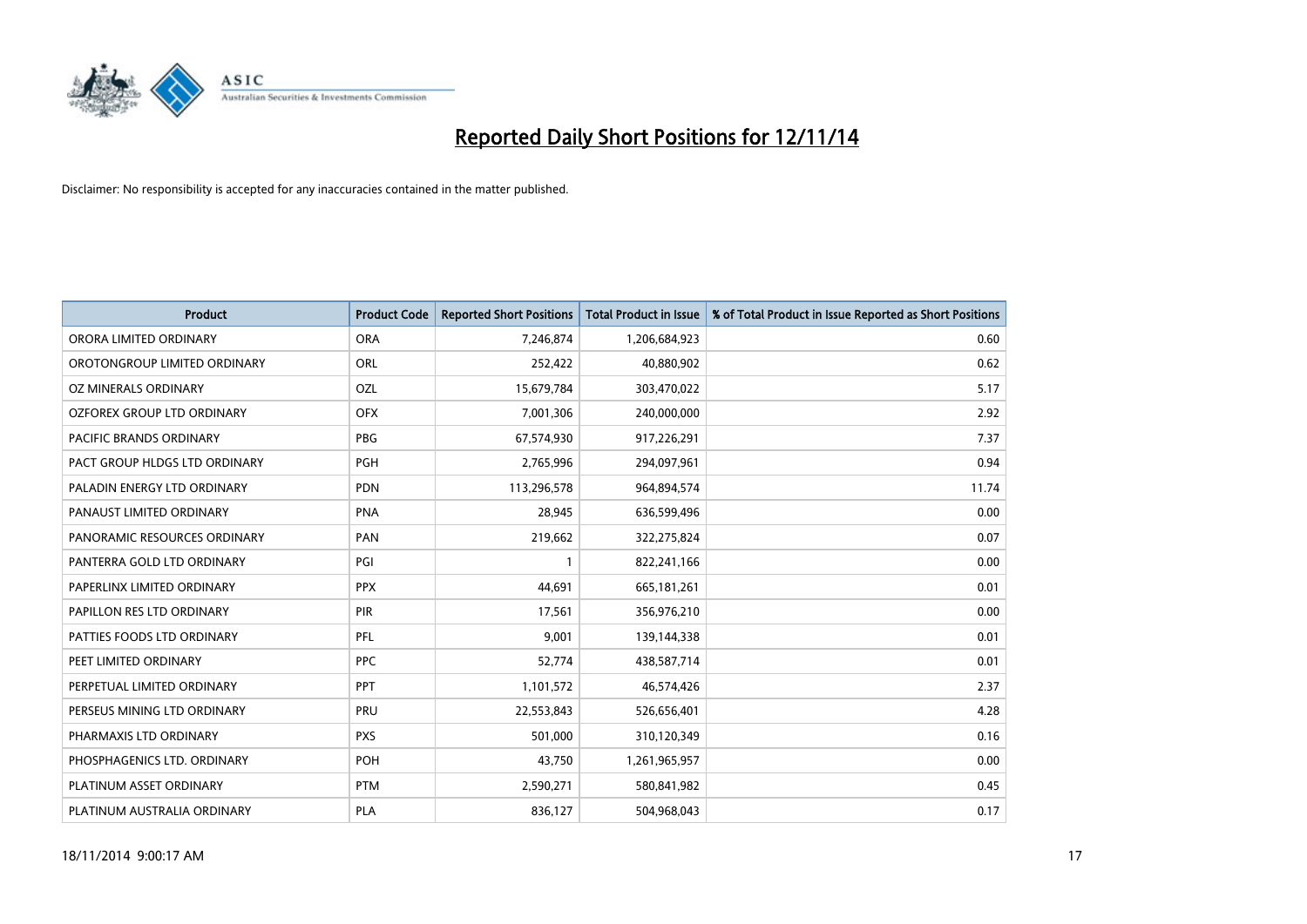# Reported Daily Short Positions for 12/11/14

Disclaimer: No responsibility is accepted for any inaccuracies contained in the matter published.

| Product | Product Code | Reported Short Positions | Total Product in Issue | % of Total Product in Issue Reported as Short Positions |
|---|---|---|---|---|
| ORORA LIMITED ORDINARY | ORA | 7,246,874 | 1,206,684,923 | 0.60 |
| OROTONGROUP LIMITED ORDINARY | ORL | 252,422 | 40,880,902 | 0.62 |
| OZ MINERALS ORDINARY | OZL | 15,679,784 | 303,470,022 | 5.17 |
| OZFOREX GROUP LTD ORDINARY | OFX | 7,001,306 | 240,000,000 | 2.92 |
| PACIFIC BRANDS ORDINARY | PBG | 67,574,930 | 917,226,291 | 7.37 |
| PACT GROUP HLDGS LTD ORDINARY | PGH | 2,765,996 | 294,097,961 | 0.94 |
| PALADIN ENERGY LTD ORDINARY | PDN | 113,296,578 | 964,894,574 | 11.74 |
| PANAUST LIMITED ORDINARY | PNA | 28,945 | 636,599,496 | 0.00 |
| PANORAMIC RESOURCES ORDINARY | PAN | 219,662 | 322,275,824 | 0.07 |
| PANTERRA GOLD LTD ORDINARY | PGI | 1 | 822,241,166 | 0.00 |
| PAPERLINX LIMITED ORDINARY | PPX | 44,691 | 665,181,261 | 0.01 |
| PAPILLON RES LTD ORDINARY | PIR | 17,561 | 356,976,210 | 0.00 |
| PATTIES FOODS LTD ORDINARY | PFL | 9,001 | 139,144,338 | 0.01 |
| PEET LIMITED ORDINARY | PPC | 52,774 | 438,587,714 | 0.01 |
| PERPETUAL LIMITED ORDINARY | PPT | 1,101,572 | 46,574,426 | 2.37 |
| PERSEUS MINING LTD ORDINARY | PRU | 22,553,843 | 526,656,401 | 4.28 |
| PHARMAXIS LTD ORDINARY | PXS | 501,000 | 310,120,349 | 0.16 |
| PHOSPHAGENICS LTD. ORDINARY | POH | 43,750 | 1,261,965,957 | 0.00 |
| PLATINUM ASSET ORDINARY | PTM | 2,590,271 | 580,841,982 | 0.45 |
| PLATINUM AUSTRALIA ORDINARY | PLA | 836,127 | 504,968,043 | 0.17 |

18/11/2014 9:00:17 AM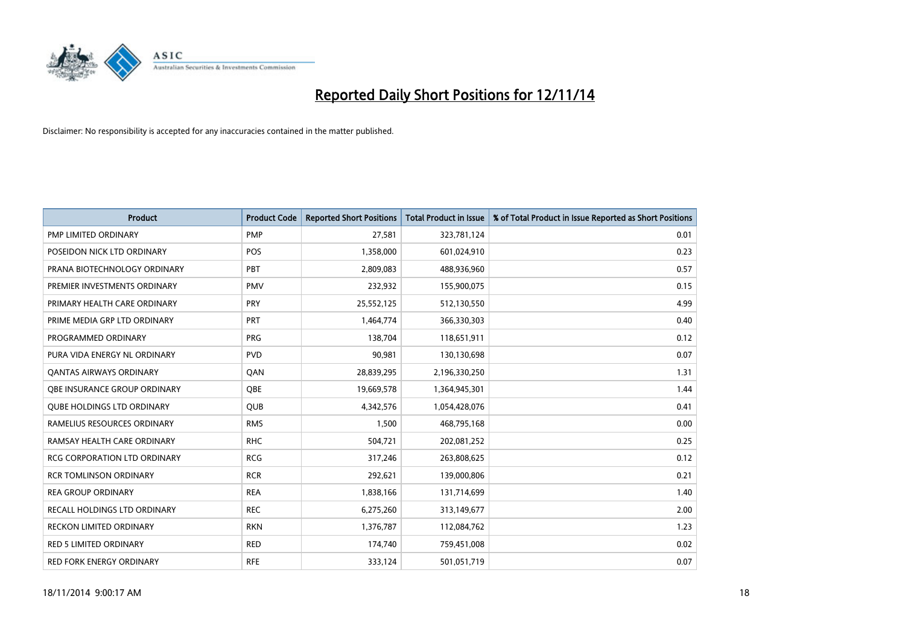# Reported Daily Short Positions for 12/11/14

Disclaimer: No responsibility is accepted for any inaccuracies contained in the matter published.

| Product | Product Code | Reported Short Positions | Total Product in Issue | % of Total Product in Issue Reported as Short Positions |
|---|---|---|---|---|
| PMP LIMITED ORDINARY | PMP | 27,581 | 323,781,124 | 0.01 |
| POSEIDON NICK LTD ORDINARY | POS | 1,358,000 | 601,024,910 | 0.23 |
| PRANA BIOTECHNOLOGY ORDINARY | PBT | 2,809,083 | 488,936,960 | 0.57 |
| PREMIER INVESTMENTS ORDINARY | PMV | 232,932 | 155,900,075 | 0.15 |
| PRIMARY HEALTH CARE ORDINARY | PRY | 25,552,125 | 512,130,550 | 4.99 |
| PRIME MEDIA GRP LTD ORDINARY | PRT | 1,464,774 | 366,330,303 | 0.40 |
| PROGRAMMED ORDINARY | PRG | 138,704 | 118,651,911 | 0.12 |
| PURA VIDA ENERGY NL ORDINARY | PVD | 90,981 | 130,130,698 | 0.07 |
| QANTAS AIRWAYS ORDINARY | QAN | 28,839,295 | 2,196,330,250 | 1.31 |
| QBE INSURANCE GROUP ORDINARY | QBE | 19,669,578 | 1,364,945,301 | 1.44 |
| QUBE HOLDINGS LTD ORDINARY | QUB | 4,342,576 | 1,054,428,076 | 0.41 |
| RAMELIUS RESOURCES ORDINARY | RMS | 1,500 | 468,795,168 | 0.00 |
| RAMSAY HEALTH CARE ORDINARY | RHC | 504,721 | 202,081,252 | 0.25 |
| RCG CORPORATION LTD ORDINARY | RCG | 317,246 | 263,808,625 | 0.12 |
| RCR TOMLINSON ORDINARY | RCR | 292,621 | 139,000,806 | 0.21 |
| REA GROUP ORDINARY | REA | 1,838,166 | 131,714,699 | 1.40 |
| RECALL HOLDINGS LTD ORDINARY | REC | 6,275,260 | 313,149,677 | 2.00 |
| RECKON LIMITED ORDINARY | RKN | 1,376,787 | 112,084,762 | 1.23 |
| RED 5 LIMITED ORDINARY | RED | 174,740 | 759,451,008 | 0.02 |
| RED FORK ENERGY ORDINARY | RFE | 333,124 | 501,051,719 | 0.07 |

18/11/2014 9:00:17 AM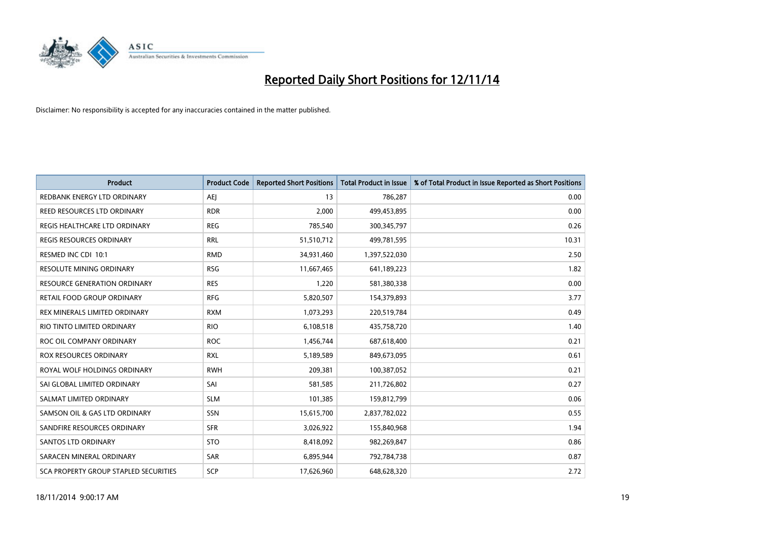# Reported Daily Short Positions for 12/11/14

Disclaimer: No responsibility is accepted for any inaccuracies contained in the matter published.

| Product | Product Code | Reported Short Positions | Total Product in Issue | % of Total Product in Issue Reported as Short Positions |
|---|---|---|---|---|
| REDBANK ENERGY LTD ORDINARY | AEJ | 13 | 786,287 | 0.00 |
| REED RESOURCES LTD ORDINARY | RDR | 2,000 | 499,453,895 | 0.00 |
| REGIS HEALTHCARE LTD ORDINARY | REG | 785,540 | 300,345,797 | 0.26 |
| REGIS RESOURCES ORDINARY | RRL | 51,510,712 | 499,781,595 | 10.31 |
| RESMED INC CDI 10:1 | RMD | 34,931,460 | 1,397,522,030 | 2.50 |
| RESOLUTE MINING ORDINARY | RSG | 11,667,465 | 641,189,223 | 1.82 |
| RESOURCE GENERATION ORDINARY | RES | 1,220 | 581,380,338 | 0.00 |
| RETAIL FOOD GROUP ORDINARY | RFG | 5,820,507 | 154,379,893 | 3.77 |
| REX MINERALS LIMITED ORDINARY | RXM | 1,073,293 | 220,519,784 | 0.49 |
| RIO TINTO LIMITED ORDINARY | RIO | 6,108,518 | 435,758,720 | 1.40 |
| ROC OIL COMPANY ORDINARY | ROC | 1,456,744 | 687,618,400 | 0.21 |
| ROX RESOURCES ORDINARY | RXL | 5,189,589 | 849,673,095 | 0.61 |
| ROYAL WOLF HOLDINGS ORDINARY | RWH | 209,381 | 100,387,052 | 0.21 |
| SAI GLOBAL LIMITED ORDINARY | SAI | 581,585 | 211,726,802 | 0.27 |
| SALMAT LIMITED ORDINARY | SLM | 101,385 | 159,812,799 | 0.06 |
| SAMSON OIL & GAS LTD ORDINARY | SSN | 15,615,700 | 2,837,782,022 | 0.55 |
| SANDFIRE RESOURCES ORDINARY | SFR | 3,026,922 | 155,840,968 | 1.94 |
| SANTOS LTD ORDINARY | STO | 8,418,092 | 982,269,847 | 0.86 |
| SARACEN MINERAL ORDINARY | SAR | 6,895,944 | 792,784,738 | 0.87 |
| SCA PROPERTY GROUP STAPLED SECURITIES | SCP | 17,626,960 | 648,628,320 | 2.72 |

18/11/2014 9:00:17 AM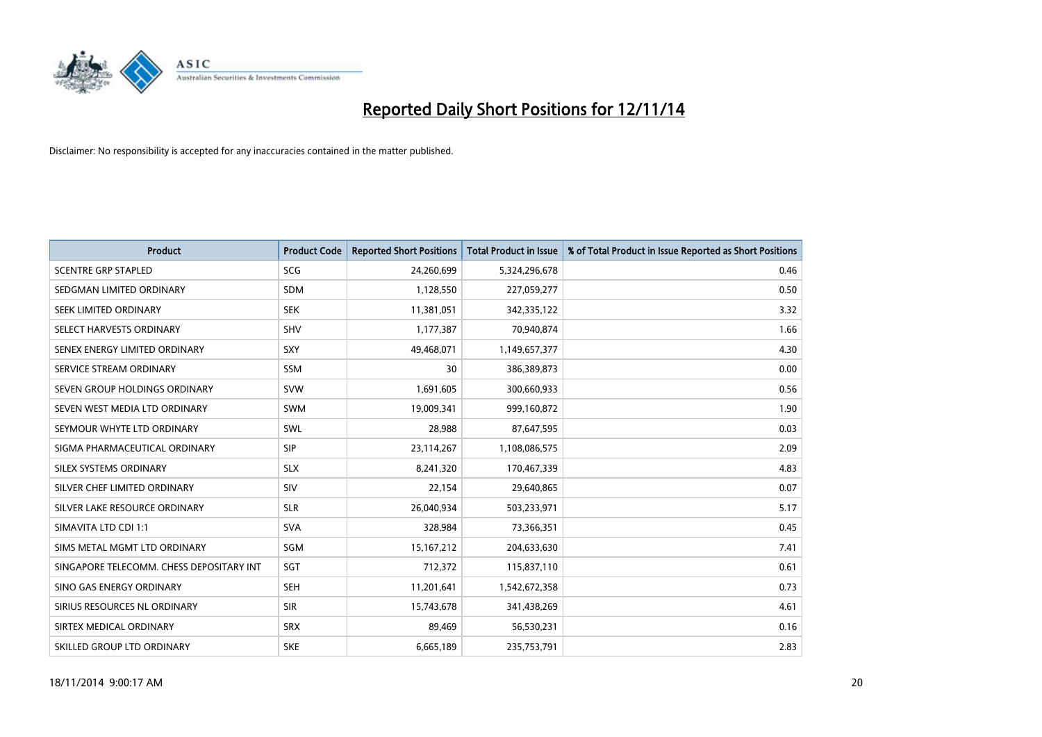# Reported Daily Short Positions for 12/11/14

Disclaimer: No responsibility is accepted for any inaccuracies contained in the matter published.

| Product | Product Code | Reported Short Positions | Total Product in Issue | % of Total Product in Issue Reported as Short Positions |
|---|---|---|---|---|
| SCENTRE GRP STAPLED | SCG | 24,260,699 | 5,324,296,678 | 0.46 |
| SEDGMAN LIMITED ORDINARY | SDM | 1,128,550 | 227,059,277 | 0.50 |
| SEEK LIMITED ORDINARY | SEK | 11,381,051 | 342,335,122 | 3.32 |
| SELECT HARVESTS ORDINARY | SHV | 1,177,387 | 70,940,874 | 1.66 |
| SENEX ENERGY LIMITED ORDINARY | SXY | 49,468,071 | 1,149,657,377 | 4.30 |
| SERVICE STREAM ORDINARY | SSM | 30 | 386,389,873 | 0.00 |
| SEVEN GROUP HOLDINGS ORDINARY | SVW | 1,691,605 | 300,660,933 | 0.56 |
| SEVEN WEST MEDIA LTD ORDINARY | SWM | 19,009,341 | 999,160,872 | 1.90 |
| SEYMOUR WHYTE LTD ORDINARY | SWL | 28,988 | 87,647,595 | 0.03 |
| SIGMA PHARMACEUTICAL ORDINARY | SIP | 23,114,267 | 1,108,086,575 | 2.09 |
| SILEX SYSTEMS ORDINARY | SLX | 8,241,320 | 170,467,339 | 4.83 |
| SILVER CHEF LIMITED ORDINARY | SIV | 22,154 | 29,640,865 | 0.07 |
| SILVER LAKE RESOURCE ORDINARY | SLR | 26,040,934 | 503,233,971 | 5.17 |
| SIMAVITA LTD CDI 1:1 | SVA | 328,984 | 73,366,351 | 0.45 |
| SIMS METAL MGMT LTD ORDINARY | SGM | 15,167,212 | 204,633,630 | 7.41 |
| SINGAPORE TELECOMM. CHESS DEPOSITARY INT | SGT | 712,372 | 115,837,110 | 0.61 |
| SINO GAS ENERGY ORDINARY | SEH | 11,201,641 | 1,542,672,358 | 0.73 |
| SIRIUS RESOURCES NL ORDINARY | SIR | 15,743,678 | 341,438,269 | 4.61 |
| SIRTEX MEDICAL ORDINARY | SRX | 89,469 | 56,530,231 | 0.16 |
| SKILLED GROUP LTD ORDINARY | SKE | 6,665,189 | 235,753,791 | 2.83 |

18/11/2014 9:00:17 AM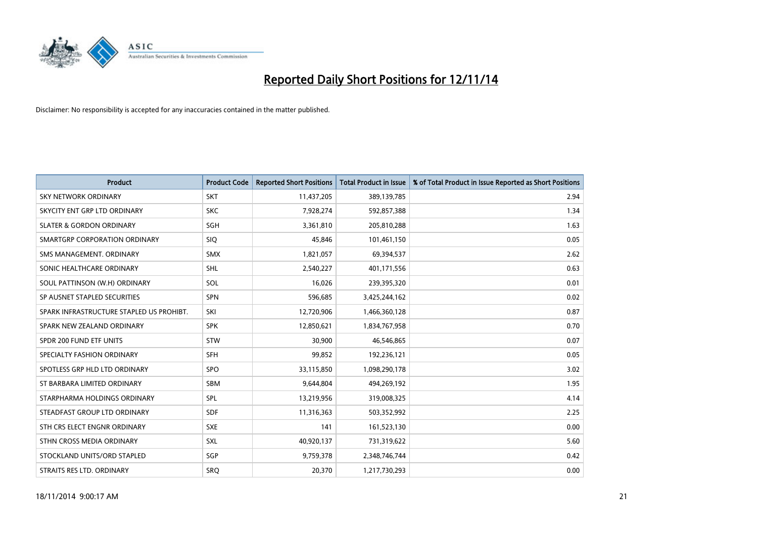# Reported Daily Short Positions for 12/11/14

Disclaimer: No responsibility is accepted for any inaccuracies contained in the matter published.

| Product | Product Code | Reported Short Positions | Total Product in Issue | % of Total Product in Issue Reported as Short Positions |
|---|---|---|---|---|
| SKY NETWORK ORDINARY | SKT | 11,437,205 | 389,139,785 | 2.94 |
| SKYCITY ENT GRP LTD ORDINARY | SKC | 7,928,274 | 592,857,388 | 1.34 |
| SLATER & GORDON ORDINARY | SGH | 3,361,810 | 205,810,288 | 1.63 |
| SMARTGRP CORPORATION ORDINARY | SIQ | 45,846 | 101,461,150 | 0.05 |
| SMS MANAGEMENT. ORDINARY | SMX | 1,821,057 | 69,394,537 | 2.62 |
| SONIC HEALTHCARE ORDINARY | SHL | 2,540,227 | 401,171,556 | 0.63 |
| SOUL PATTINSON (W.H) ORDINARY | SOL | 16,026 | 239,395,320 | 0.01 |
| SP AUSNET STAPLED SECURITIES | SPN | 596,685 | 3,425,244,162 | 0.02 |
| SPARK INFRASTRUCTURE STAPLED US PROHIBT. | SKI | 12,720,906 | 1,466,360,128 | 0.87 |
| SPARK NEW ZEALAND ORDINARY | SPK | 12,850,621 | 1,834,767,958 | 0.70 |
| SPDR 200 FUND ETF UNITS | STW | 30,900 | 46,546,865 | 0.07 |
| SPECIALTY FASHION ORDINARY | SFH | 99,852 | 192,236,121 | 0.05 |
| SPOTLESS GRP HLD LTD ORDINARY | SPO | 33,115,850 | 1,098,290,178 | 3.02 |
| ST BARBARA LIMITED ORDINARY | SBM | 9,644,804 | 494,269,192 | 1.95 |
| STARPHARMA HOLDINGS ORDINARY | SPL | 13,219,956 | 319,008,325 | 4.14 |
| STEADFAST GROUP LTD ORDINARY | SDF | 11,316,363 | 503,352,992 | 2.25 |
| STH CRS ELECT ENGNR ORDINARY | SXE | 141 | 161,523,130 | 0.00 |
| STHN CROSS MEDIA ORDINARY | SXL | 40,920,137 | 731,319,622 | 5.60 |
| STOCKLAND UNITS/ORD STAPLED | SGP | 9,759,378 | 2,348,746,744 | 0.42 |
| STRAITS RES LTD. ORDINARY | SRQ | 20,370 | 1,217,730,293 | 0.00 |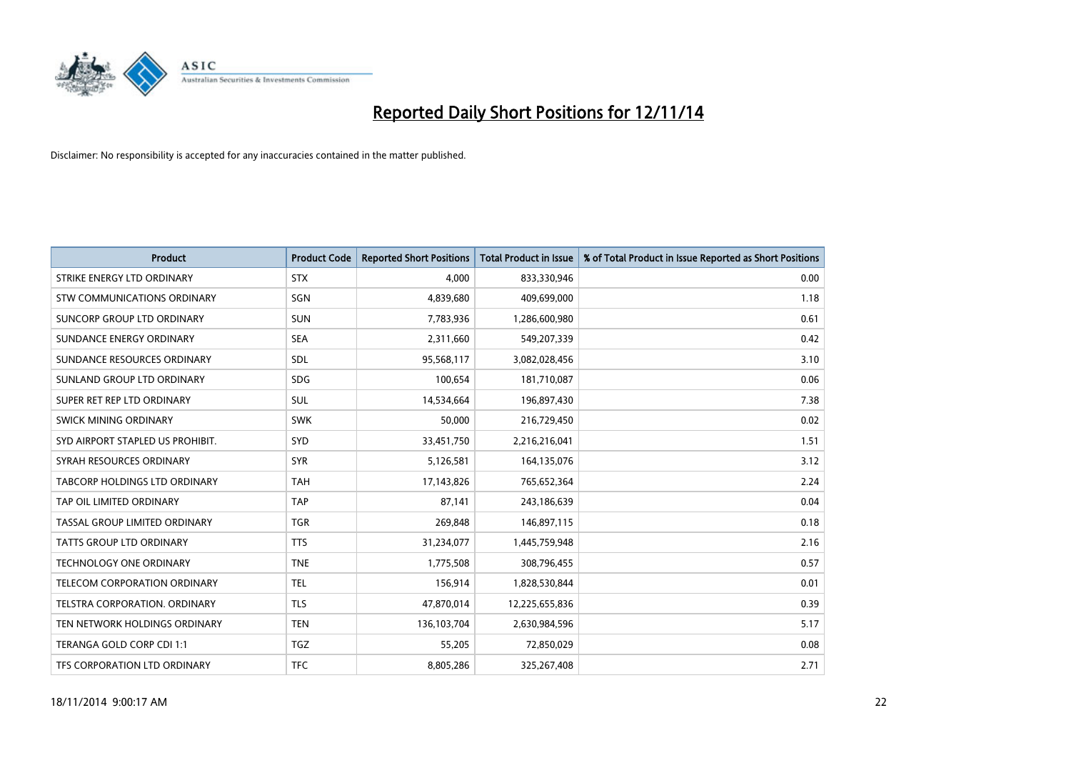# Reported Daily Short Positions for 12/11/14

Disclaimer: No responsibility is accepted for any inaccuracies contained in the matter published.

| Product | Product Code | Reported Short Positions | Total Product in Issue | % of Total Product in Issue Reported as Short Positions |
|---|---|---|---|---|
| STRIKE ENERGY LTD ORDINARY | STX | 4,000 | 833,330,946 | 0.00 |
| STW COMMUNICATIONS ORDINARY | SGN | 4,839,680 | 409,699,000 | 1.18 |
| SUNCORP GROUP LTD ORDINARY | SUN | 7,783,936 | 1,286,600,980 | 0.61 |
| SUNDANCE ENERGY ORDINARY | SEA | 2,311,660 | 549,207,339 | 0.42 |
| SUNDANCE RESOURCES ORDINARY | SDL | 95,568,117 | 3,082,028,456 | 3.10 |
| SUNLAND GROUP LTD ORDINARY | SDG | 100,654 | 181,710,087 | 0.06 |
| SUPER RET REP LTD ORDINARY | SUL | 14,534,664 | 196,897,430 | 7.38 |
| SWICK MINING ORDINARY | SWK | 50,000 | 216,729,450 | 0.02 |
| SYD AIRPORT STAPLED US PROHIBIT. | SYD | 33,451,750 | 2,216,216,041 | 1.51 |
| SYRAH RESOURCES ORDINARY | SYR | 5,126,581 | 164,135,076 | 3.12 |
| TABCORP HOLDINGS LTD ORDINARY | TAH | 17,143,826 | 765,652,364 | 2.24 |
| TAP OIL LIMITED ORDINARY | TAP | 87,141 | 243,186,639 | 0.04 |
| TASSAL GROUP LIMITED ORDINARY | TGR | 269,848 | 146,897,115 | 0.18 |
| TATTS GROUP LTD ORDINARY | TTS | 31,234,077 | 1,445,759,948 | 2.16 |
| TECHNOLOGY ONE ORDINARY | TNE | 1,775,508 | 308,796,455 | 0.57 |
| TELECOM CORPORATION ORDINARY | TEL | 156,914 | 1,828,530,844 | 0.01 |
| TELSTRA CORPORATION. ORDINARY | TLS | 47,870,014 | 12,225,655,836 | 0.39 |
| TEN NETWORK HOLDINGS ORDINARY | TEN | 136,103,704 | 2,630,984,596 | 5.17 |
| TERANGA GOLD CORP CDI 1:1 | TGZ | 55,205 | 72,850,029 | 0.08 |
| TFS CORPORATION LTD ORDINARY | TFC | 8,805,286 | 325,267,408 | 2.71 |

18/11/2014 9:00:17 AM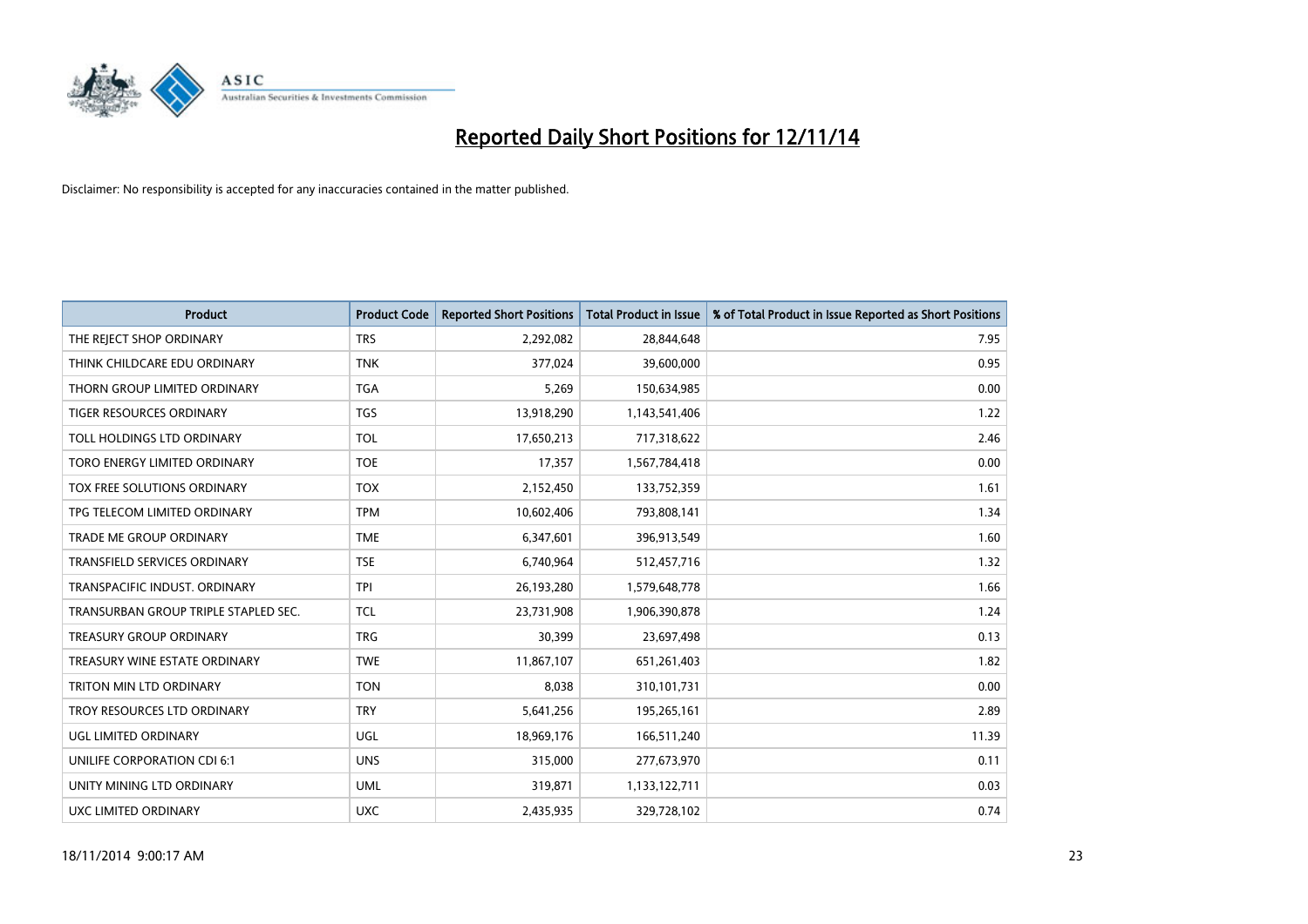# Reported Daily Short Positions for 12/11/14

Disclaimer: No responsibility is accepted for any inaccuracies contained in the matter published.

| Product | Product Code | Reported Short Positions | Total Product in Issue | % of Total Product in Issue Reported as Short Positions |
|---|---|---|---|---|
| THE REJECT SHOP ORDINARY | TRS | 2,292,082 | 28,844,648 | 7.95 |
| THINK CHILDCARE EDU ORDINARY | TNK | 377,024 | 39,600,000 | 0.95 |
| THORN GROUP LIMITED ORDINARY | TGA | 5,269 | 150,634,985 | 0.00 |
| TIGER RESOURCES ORDINARY | TGS | 13,918,290 | 1,143,541,406 | 1.22 |
| TOLL HOLDINGS LTD ORDINARY | TOL | 17,650,213 | 717,318,622 | 2.46 |
| TORO ENERGY LIMITED ORDINARY | TOE | 17,357 | 1,567,784,418 | 0.00 |
| TOX FREE SOLUTIONS ORDINARY | TOX | 2,152,450 | 133,752,359 | 1.61 |
| TPG TELECOM LIMITED ORDINARY | TPM | 10,602,406 | 793,808,141 | 1.34 |
| TRADE ME GROUP ORDINARY | TME | 6,347,601 | 396,913,549 | 1.60 |
| TRANSFIELD SERVICES ORDINARY | TSE | 6,740,964 | 512,457,716 | 1.32 |
| TRANSPACIFIC INDUST. ORDINARY | TPI | 26,193,280 | 1,579,648,778 | 1.66 |
| TRANSURBAN GROUP TRIPLE STAPLED SEC. | TCL | 23,731,908 | 1,906,390,878 | 1.24 |
| TREASURY GROUP ORDINARY | TRG | 30,399 | 23,697,498 | 0.13 |
| TREASURY WINE ESTATE ORDINARY | TWE | 11,867,107 | 651,261,403 | 1.82 |
| TRITON MIN LTD ORDINARY | TON | 8,038 | 310,101,731 | 0.00 |
| TROY RESOURCES LTD ORDINARY | TRY | 5,641,256 | 195,265,161 | 2.89 |
| UGL LIMITED ORDINARY | UGL | 18,969,176 | 166,511,240 | 11.39 |
| UNILIFE CORPORATION CDI 6:1 | UNS | 315,000 | 277,673,970 | 0.11 |
| UNITY MINING LTD ORDINARY | UML | 319,871 | 1,133,122,711 | 0.03 |
| UXC LIMITED ORDINARY | UXC | 2,435,935 | 329,728,102 | 0.74 |

18/11/2014 9:00:17 AM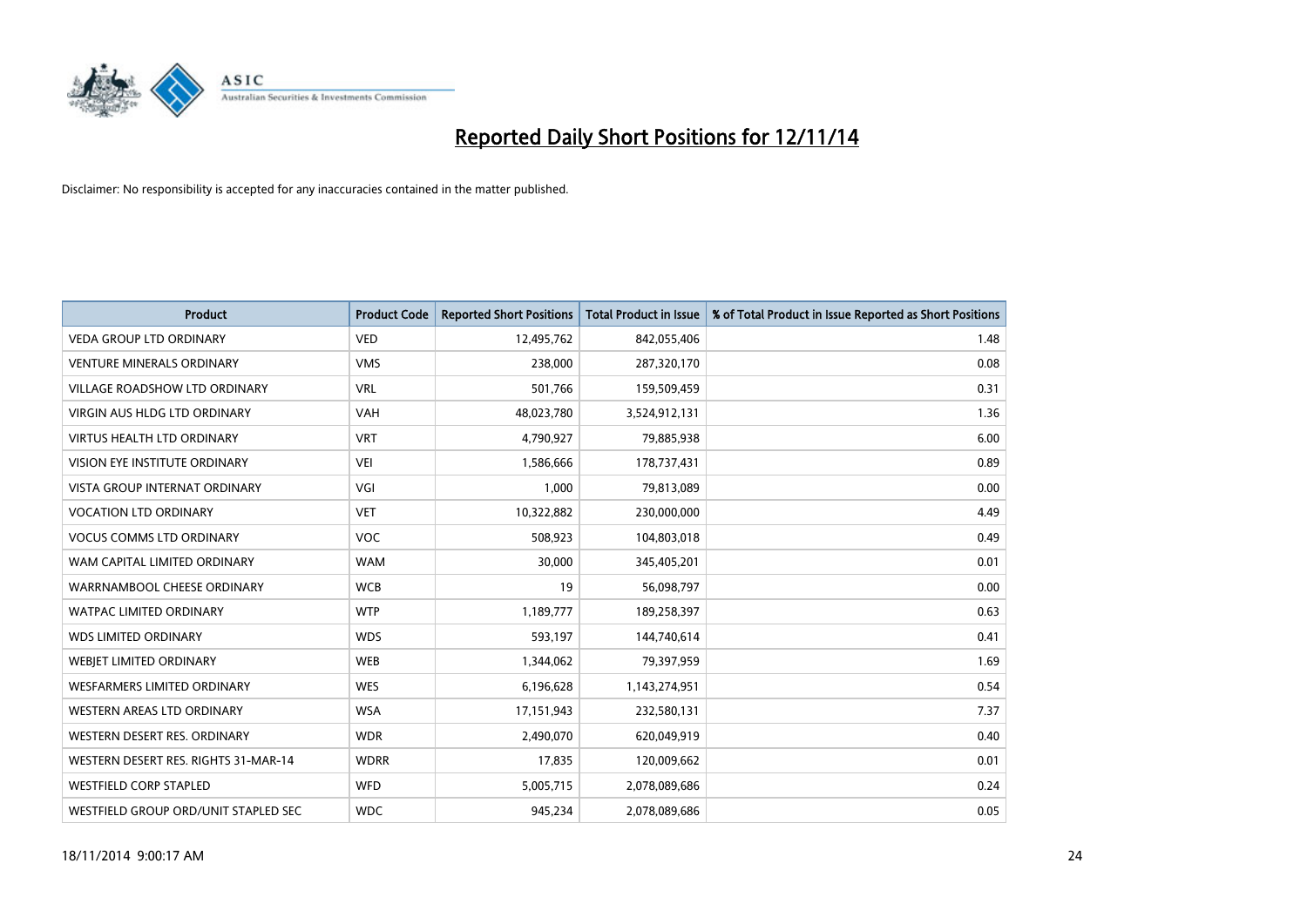# Reported Daily Short Positions for 12/11/14

Disclaimer: No responsibility is accepted for any inaccuracies contained in the matter published.

| Product | Product Code | Reported Short Positions | Total Product in Issue | % of Total Product in Issue Reported as Short Positions |
|---|---|---|---|---|
| VEDA GROUP LTD ORDINARY | VED | 12,495,762 | 842,055,406 | 1.48 |
| VENTURE MINERALS ORDINARY | VMS | 238,000 | 287,320,170 | 0.08 |
| VILLAGE ROADSHOW LTD ORDINARY | VRL | 501,766 | 159,509,459 | 0.31 |
| VIRGIN AUS HLDG LTD ORDINARY | VAH | 48,023,780 | 3,524,912,131 | 1.36 |
| VIRTUS HEALTH LTD ORDINARY | VRT | 4,790,927 | 79,885,938 | 6.00 |
| VISION EYE INSTITUTE ORDINARY | VEI | 1,586,666 | 178,737,431 | 0.89 |
| VISTA GROUP INTERNAT ORDINARY | VGI | 1,000 | 79,813,089 | 0.00 |
| VOCATION LTD ORDINARY | VET | 10,322,882 | 230,000,000 | 4.49 |
| VOCUS COMMS LTD ORDINARY | VOC | 508,923 | 104,803,018 | 0.49 |
| WAM CAPITAL LIMITED ORDINARY | WAM | 30,000 | 345,405,201 | 0.01 |
| WARRNAMBOOL CHEESE ORDINARY | WCB | 19 | 56,098,797 | 0.00 |
| WATPAC LIMITED ORDINARY | WTP | 1,189,777 | 189,258,397 | 0.63 |
| WDS LIMITED ORDINARY | WDS | 593,197 | 144,740,614 | 0.41 |
| WEBJET LIMITED ORDINARY | WEB | 1,344,062 | 79,397,959 | 1.69 |
| WESFARMERS LIMITED ORDINARY | WES | 6,196,628 | 1,143,274,951 | 0.54 |
| WESTERN AREAS LTD ORDINARY | WSA | 17,151,943 | 232,580,131 | 7.37 |
| WESTERN DESERT RES. ORDINARY | WDR | 2,490,070 | 620,049,919 | 0.40 |
| WESTERN DESERT RES. RIGHTS 31-MAR-14 | WDRR | 17,835 | 120,009,662 | 0.01 |
| WESTFIELD CORP STAPLED | WFD | 5,005,715 | 2,078,089,686 | 0.24 |
| WESTFIELD GROUP ORD/UNIT STAPLED SEC | WDC | 945,234 | 2,078,089,686 | 0.05 |

18/11/2014 9:00:17 AM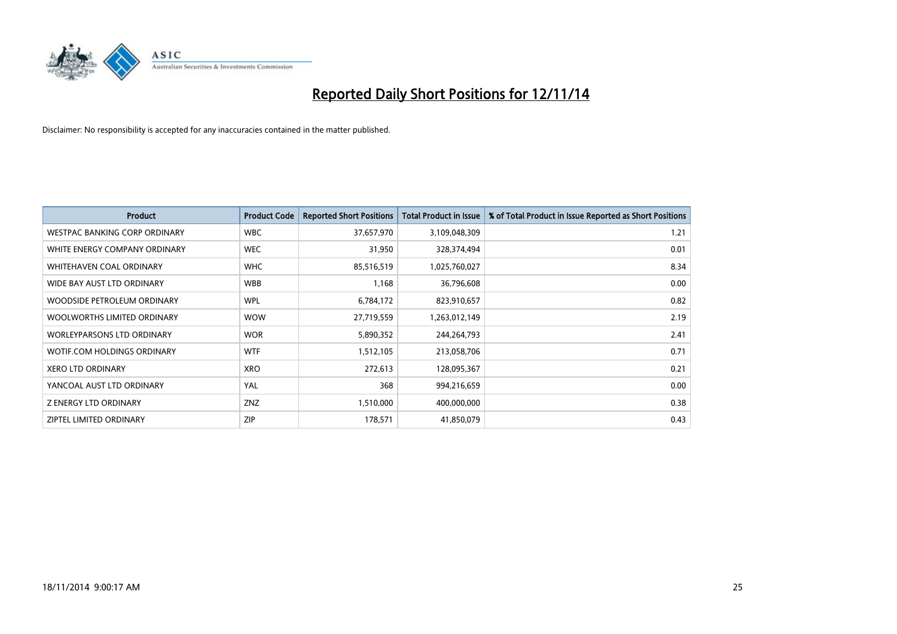# Reported Daily Short Positions for 12/11/14

Disclaimer: No responsibility is accepted for any inaccuracies contained in the matter published.

| Product | Product Code | Reported Short Positions | Total Product in Issue | % of Total Product in Issue Reported as Short Positions |
|---|---|---|---|---|
| WESTPAC BANKING CORP ORDINARY | WBC | 37,657,970 | 3,109,048,309 | 1.21 |
| WHITE ENERGY COMPANY ORDINARY | WEC | 31,950 | 328,374,494 | 0.01 |
| WHITEHAVEN COAL ORDINARY | WHC | 85,516,519 | 1,025,760,027 | 8.34 |
| WIDE BAY AUST LTD ORDINARY | WBB | 1,168 | 36,796,608 | 0.00 |
| WOODSIDE PETROLEUM ORDINARY | WPL | 6,784,172 | 823,910,657 | 0.82 |
| WOOLWORTHS LIMITED ORDINARY | WOW | 27,719,559 | 1,263,012,149 | 2.19 |
| WORLEYPARSONS LTD ORDINARY | WOR | 5,890,352 | 244,264,793 | 2.41 |
| WOTIF.COM HOLDINGS ORDINARY | WTF | 1,512,105 | 213,058,706 | 0.71 |
| XERO LTD ORDINARY | XRO | 272,613 | 128,095,367 | 0.21 |
| YANCOAL AUST LTD ORDINARY | YAL | 368 | 994,216,659 | 0.00 |
| Z ENERGY LTD ORDINARY | ZNZ | 1,510,000 | 400,000,000 | 0.38 |
| ZIPTEL LIMITED ORDINARY | ZIP | 178,571 | 41,850,079 | 0.43 |